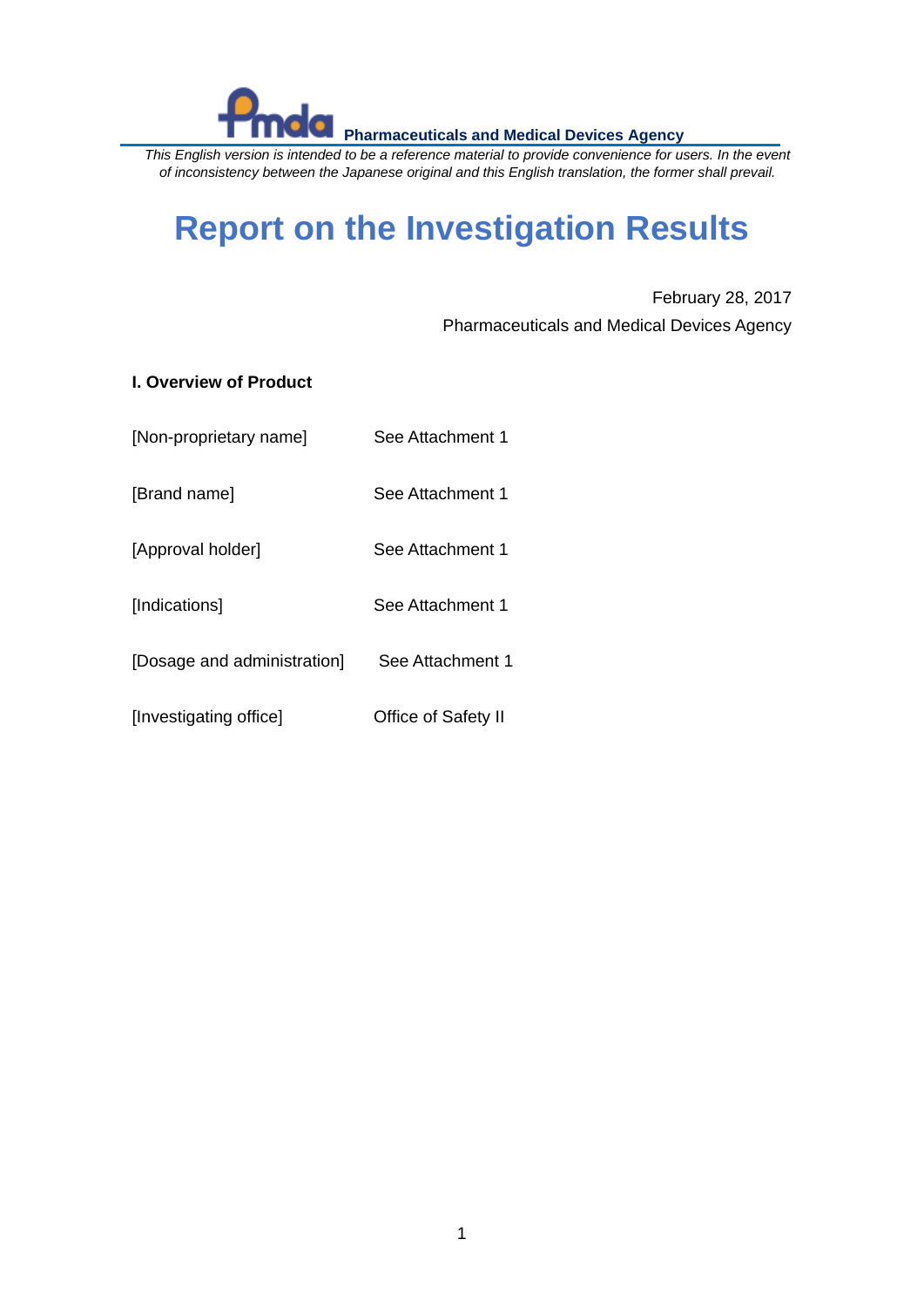**Pharmaceuticals and Medical Devices Agency**

*This English version is intended to be a reference material to provide convenience for users. In the event of inconsistency between the Japanese original and this English translation, the former shall prevail.*

# Report on the Investigation Results

February 28, 2017

Pharmaceuticals and Medical Devices Agency

## I. Overview of Product

| | |
|---|---|
| [Non-proprietary name] | See Attachment 1 |
| [Brand name] | See Attachment 1 |
| [Approval holder] | See Attachment 1 |
| [Indications] | See Attachment 1 |
| [Dosage and administration] | See Attachment 1 |
| [Investigating office] | Office of Safety II |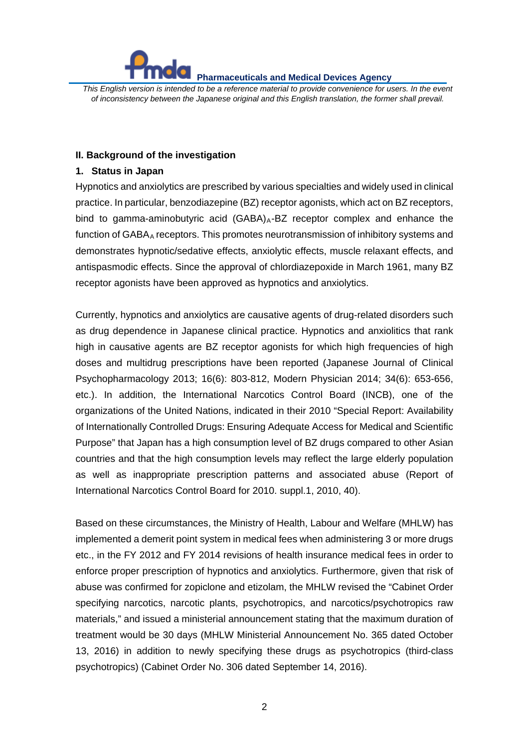## II. Background of the investigation

### 1. Status in Japan

Hypnotics and anxiolytics are prescribed by various specialties and widely used in clinical practice. In particular, benzodiazepine (BZ) receptor agonists, which act on BZ receptors, bind to gamma-aminobutyric acid $(GABA)_A$-BZ receptor complex and enhance the function of $GABA_A$ receptors. This promotes neurotransmission of inhibitory systems and demonstrates hypnotic/sedative effects, anxiolytic effects, muscle relaxant effects, and antispasmodic effects. Since the approval of chlordiazepoxide in March 1961, many BZ receptor agonists have been approved as hypnotics and anxiolytics.

Currently, hypnotics and anxiolytics are causative agents of drug-related disorders such as drug dependence in Japanese clinical practice. Hypnotics and anxiolitics that rank high in causative agents are BZ receptor agonists for which high frequencies of high doses and multidrug prescriptions have been reported (Japanese Journal of Clinical Psychopharmacology 2013; 16(6): 803-812, Modern Physician 2014; 34(6): 653-656, etc.). In addition, the International Narcotics Control Board (INCB), one of the organizations of the United Nations, indicated in their 2010 "Special Report: Availability of Internationally Controlled Drugs: Ensuring Adequate Access for Medical and Scientific Purpose" that Japan has a high consumption level of BZ drugs compared to other Asian countries and that the high consumption levels may reflect the large elderly population as well as inappropriate prescription patterns and associated abuse (Report of International Narcotics Control Board for 2010. suppl.1, 2010, 40).

Based on these circumstances, the Ministry of Health, Labour and Welfare (MHLW) has implemented a demerit point system in medical fees when administering 3 or more drugs etc., in the FY 2012 and FY 2014 revisions of health insurance medical fees in order to enforce proper prescription of hypnotics and anxiolytics. Furthermore, given that risk of abuse was confirmed for zopiclone and etizolam, the MHLW revised the "Cabinet Order specifying narcotics, narcotic plants, psychotropics, and narcotics/psychotropics raw materials," and issued a ministerial announcement stating that the maximum duration of treatment would be 30 days (MHLW Ministerial Announcement No. 365 dated October 13, 2016) in addition to newly specifying these drugs as psychotropics (third-class psychotropics) (Cabinet Order No. 306 dated September 14, 2016).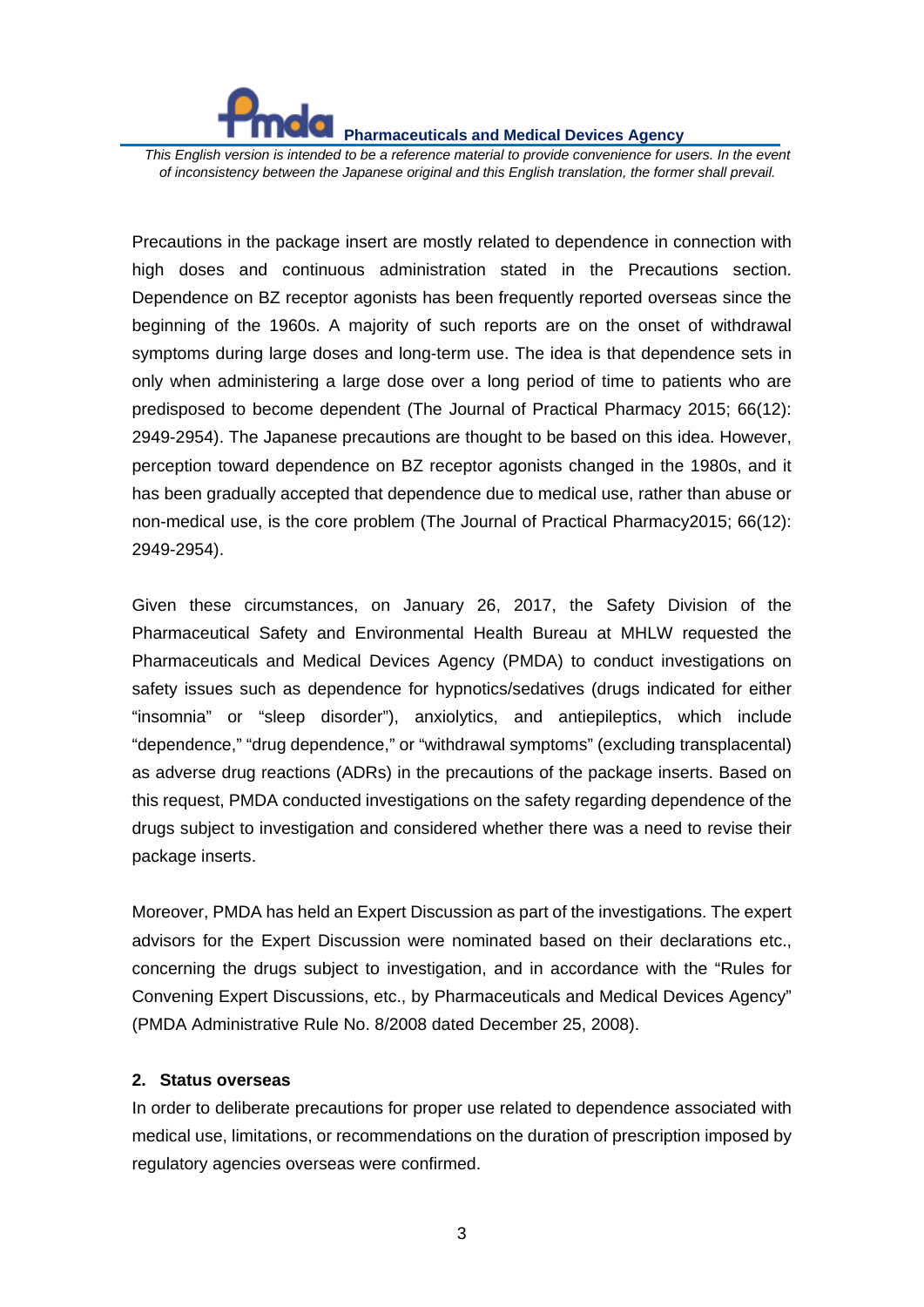Precautions in the package insert are mostly related to dependence in connection with high doses and continuous administration stated in the Precautions section. Dependence on BZ receptor agonists has been frequently reported overseas since the beginning of the 1960s. A majority of such reports are on the onset of withdrawal symptoms during large doses and long-term use. The idea is that dependence sets in only when administering a large dose over a long period of time to patients who are predisposed to become dependent (The Journal of Practical Pharmacy 2015; 66(12): 2949-2954). The Japanese precautions are thought to be based on this idea. However, perception toward dependence on BZ receptor agonists changed in the 1980s, and it has been gradually accepted that dependence due to medical use, rather than abuse or non-medical use, is the core problem (The Journal of Practical Pharmacy2015; 66(12): 2949-2954).

Given these circumstances, on January 26, 2017, the Safety Division of the Pharmaceutical Safety and Environmental Health Bureau at MHLW requested the Pharmaceuticals and Medical Devices Agency (PMDA) to conduct investigations on safety issues such as dependence for hypnotics/sedatives (drugs indicated for either "insomnia" or "sleep disorder"), anxiolytics, and antiepileptics, which include "dependence," "drug dependence," or "withdrawal symptoms" (excluding transplacental) as adverse drug reactions (ADRs) in the precautions of the package inserts. Based on this request, PMDA conducted investigations on the safety regarding dependence of the drugs subject to investigation and considered whether there was a need to revise their package inserts.

Moreover, PMDA has held an Expert Discussion as part of the investigations. The expert advisors for the Expert Discussion were nominated based on their declarations etc., concerning the drugs subject to investigation, and in accordance with the "Rules for Convening Expert Discussions, etc., by Pharmaceuticals and Medical Devices Agency" (PMDA Administrative Rule No. 8/2008 dated December 25, 2008).

## 2. Status overseas

In order to deliberate precautions for proper use related to dependence associated with medical use, limitations, or recommendations on the duration of prescription imposed by regulatory agencies overseas were confirmed.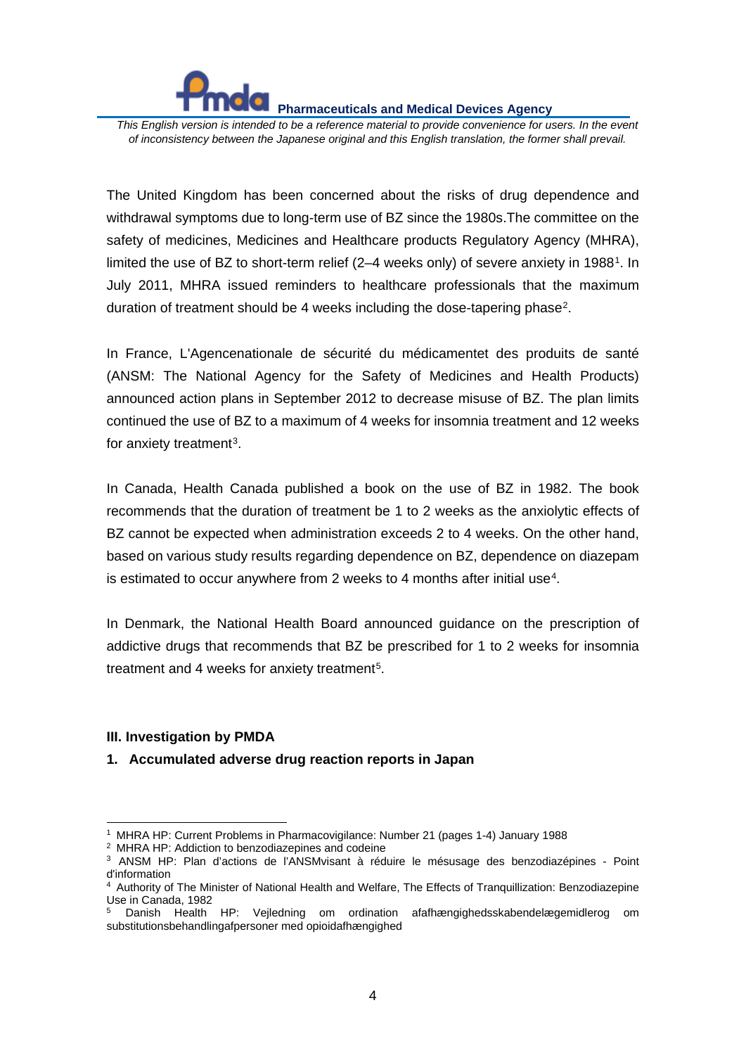The United Kingdom has been concerned about the risks of drug dependence and withdrawal symptoms due to long-term use of BZ since the 1980s.The committee on the safety of medicines, Medicines and Healthcare products Regulatory Agency (MHRA), limited the use of BZ to short-term relief (2–4 weeks only) of severe anxiety in 1988[1]. In July 2011, MHRA issued reminders to healthcare professionals that the maximum duration of treatment should be 4 weeks including the dose-tapering phase[2].

In France, L'Agencenationale de sécurité du médicamentet des produits de santé (ANSM: The National Agency for the Safety of Medicines and Health Products) announced action plans in September 2012 to decrease misuse of BZ. The plan limits continued the use of BZ to a maximum of 4 weeks for insomnia treatment and 12 weeks for anxiety treatment[3].

In Canada, Health Canada published a book on the use of BZ in 1982. The book recommends that the duration of treatment be 1 to 2 weeks as the anxiolytic effects of BZ cannot be expected when administration exceeds 2 to 4 weeks. On the other hand, based on various study results regarding dependence on BZ, dependence on diazepam is estimated to occur anywhere from 2 weeks to 4 months after initial use[4].

In Denmark, the National Health Board announced guidance on the prescription of addictive drugs that recommends that BZ be prescribed for 1 to 2 weeks for insomnia treatment and 4 weeks for anxiety treatment[5].

### III. Investigation by PMDA

#### 1. Accumulated adverse drug reaction reports in Japan

---

[1] MHRA HP: Current Problems in Pharmacovigilance: Number 21 (pages 1-4) January 1988

[2] MHRA HP: Addiction to benzodiazepines and codeine

[3] ANSM HP: Plan d'actions de l'ANSMvisant à réduire le mésusage des benzodiazépines - Point d'information

[4] Authority of The Minister of National Health and Welfare, The Effects of Tranquillization: Benzodiazepine Use in Canada, 1982

[5] Danish Health HP: Vejledning om ordination afafhængighedsskabendelægemidlerog om substitutionsbehandlingafpersoner med opioidafhængighed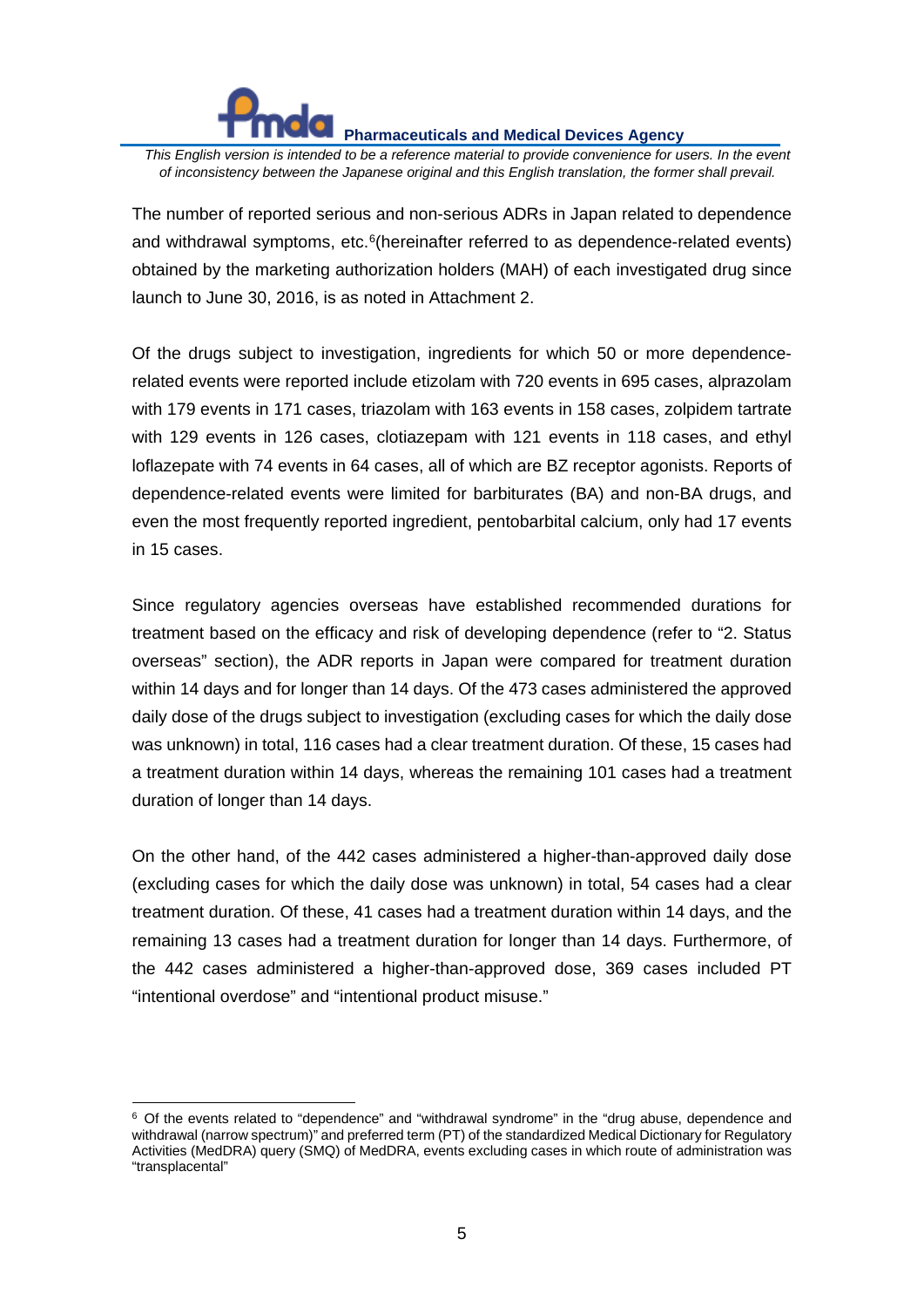The number of reported serious and non-serious ADRs in Japan related to dependence and withdrawal symptoms, etc.[6](hereinafter referred to as dependence-related events) obtained by the marketing authorization holders (MAH) of each investigated drug since launch to June 30, 2016, is as noted in Attachment 2.

Of the drugs subject to investigation, ingredients for which 50 or more dependence-related events were reported include etizolam with 720 events in 695 cases, alprazolam with 179 events in 171 cases, triazolam with 163 events in 158 cases, zolpidem tartrate with 129 events in 126 cases, clotiazepam with 121 events in 118 cases, and ethyl loflazepate with 74 events in 64 cases, all of which are BZ receptor agonists. Reports of dependence-related events were limited for barbiturates (BA) and non-BA drugs, and even the most frequently reported ingredient, pentobarbital calcium, only had 17 events in 15 cases.

Since regulatory agencies overseas have established recommended durations for treatment based on the efficacy and risk of developing dependence (refer to "2. Status overseas" section), the ADR reports in Japan were compared for treatment duration within 14 days and for longer than 14 days. Of the 473 cases administered the approved daily dose of the drugs subject to investigation (excluding cases for which the daily dose was unknown) in total, 116 cases had a clear treatment duration. Of these, 15 cases had a treatment duration within 14 days, whereas the remaining 101 cases had a treatment duration of longer than 14 days.

On the other hand, of the 442 cases administered a higher-than-approved daily dose (excluding cases for which the daily dose was unknown) in total, 54 cases had a clear treatment duration. Of these, 41 cases had a treatment duration within 14 days, and the remaining 13 cases had a treatment duration for longer than 14 days. Furthermore, of the 442 cases administered a higher-than-approved dose, 369 cases included PT "intentional overdose" and "intentional product misuse."

---

[6] Of the events related to "dependence" and "withdrawal syndrome" in the "drug abuse, dependence and withdrawal (narrow spectrum)" and preferred term (PT) of the standardized Medical Dictionary for Regulatory Activities (MedDRA) query (SMQ) of MedDRA, events excluding cases in which route of administration was "transplacental"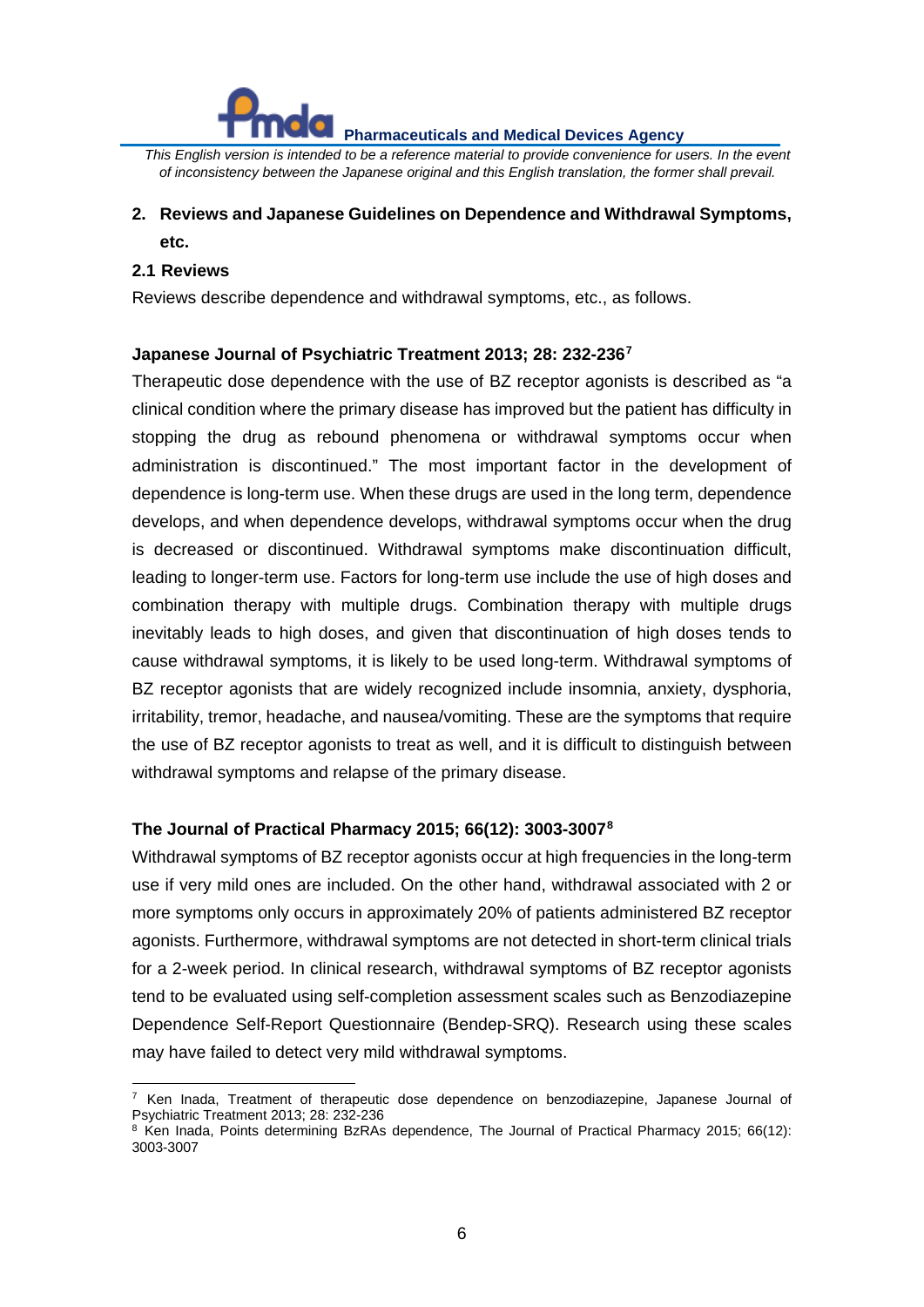## 2. Reviews and Japanese Guidelines on Dependence and Withdrawal Symptoms, etc.

### 2.1 Reviews

Reviews describe dependence and withdrawal symptoms, etc., as follows.

**Japanese Journal of Psychiatric Treatment 2013; 28: 232-236[7]**

Therapeutic dose dependence with the use of BZ receptor agonists is described as "a clinical condition where the primary disease has improved but the patient has difficulty in stopping the drug as rebound phenomena or withdrawal symptoms occur when administration is discontinued." The most important factor in the development of dependence is long-term use. When these drugs are used in the long term, dependence develops, and when dependence develops, withdrawal symptoms occur when the drug is decreased or discontinued. Withdrawal symptoms make discontinuation difficult, leading to longer-term use. Factors for long-term use include the use of high doses and combination therapy with multiple drugs. Combination therapy with multiple drugs inevitably leads to high doses, and given that discontinuation of high doses tends to cause withdrawal symptoms, it is likely to be used long-term. Withdrawal symptoms of BZ receptor agonists that are widely recognized include insomnia, anxiety, dysphoria, irritability, tremor, headache, and nausea/vomiting. These are the symptoms that require the use of BZ receptor agonists to treat as well, and it is difficult to distinguish between withdrawal symptoms and relapse of the primary disease.

**The Journal of Practical Pharmacy 2015; 66(12): 3003-3007[8]**

Withdrawal symptoms of BZ receptor agonists occur at high frequencies in the long-term use if very mild ones are included. On the other hand, withdrawal associated with 2 or more symptoms only occurs in approximately 20% of patients administered BZ receptor agonists. Furthermore, withdrawal symptoms are not detected in short-term clinical trials for a 2-week period. In clinical research, withdrawal symptoms of BZ receptor agonists tend to be evaluated using self-completion assessment scales such as Benzodiazepine Dependence Self-Report Questionnaire (Bendep-SRQ). Research using these scales may have failed to detect very mild withdrawal symptoms.

---

[7] Ken Inada, Treatment of therapeutic dose dependence on benzodiazepine, Japanese Journal of Psychiatric Treatment 2013; 28: 232-236

[8] Ken Inada, Points determining BzRAs dependence, The Journal of Practical Pharmacy 2015; 66(12): 3003-3007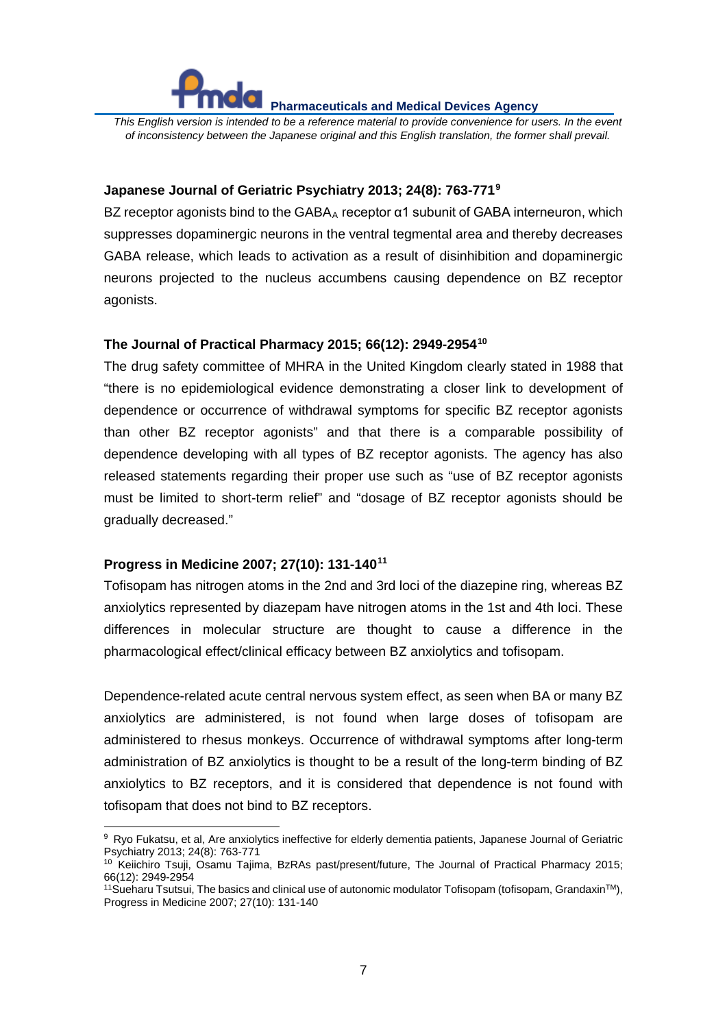**Japanese Journal of Geriatric Psychiatry 2013; 24(8): 763-771**[9]

BZ receptor agonists bind to the $GABA_A$ receptor α1 subunit of GABA interneuron, which suppresses dopaminergic neurons in the ventral tegmental area and thereby decreases GABA release, which leads to activation as a result of disinhibition and dopaminergic neurons projected to the nucleus accumbens causing dependence on BZ receptor agonists.

**The Journal of Practical Pharmacy 2015; 66(12): 2949-2954**[10]

The drug safety committee of MHRA in the United Kingdom clearly stated in 1988 that "there is no epidemiological evidence demonstrating a closer link to development of dependence or occurrence of withdrawal symptoms for specific BZ receptor agonists than other BZ receptor agonists" and that there is a comparable possibility of dependence developing with all types of BZ receptor agonists. The agency has also released statements regarding their proper use such as "use of BZ receptor agonists must be limited to short-term relief" and "dosage of BZ receptor agonists should be gradually decreased."

**Progress in Medicine 2007; 27(10): 131-140**[11]

Tofisopam has nitrogen atoms in the 2nd and 3rd loci of the diazepine ring, whereas BZ anxiolytics represented by diazepam have nitrogen atoms in the 1st and 4th loci. These differences in molecular structure are thought to cause a difference in the pharmacological effect/clinical efficacy between BZ anxiolytics and tofisopam.

Dependence-related acute central nervous system effect, as seen when BA or many BZ anxiolytics are administered, is not found when large doses of tofisopam are administered to rhesus monkeys. Occurrence of withdrawal symptoms after long-term administration of BZ anxiolytics is thought to be a result of the long-term binding of BZ anxiolytics to BZ receptors, and it is considered that dependence is not found with tofisopam that does not bind to BZ receptors.

---

[9] Ryo Fukatsu, et al, Are anxiolytics ineffective for elderly dementia patients, Japanese Journal of Geriatric Psychiatry 2013; 24(8): 763-771

[10] Keiichiro Tsuji, Osamu Tajima, BzRAs past/present/future, The Journal of Practical Pharmacy 2015; 66(12): 2949-2954

[11] Sueharu Tsutsui, The basics and clinical use of autonomic modulator Tofisopam (tofisopam, Grandaxin™), Progress in Medicine 2007; 27(10): 131-140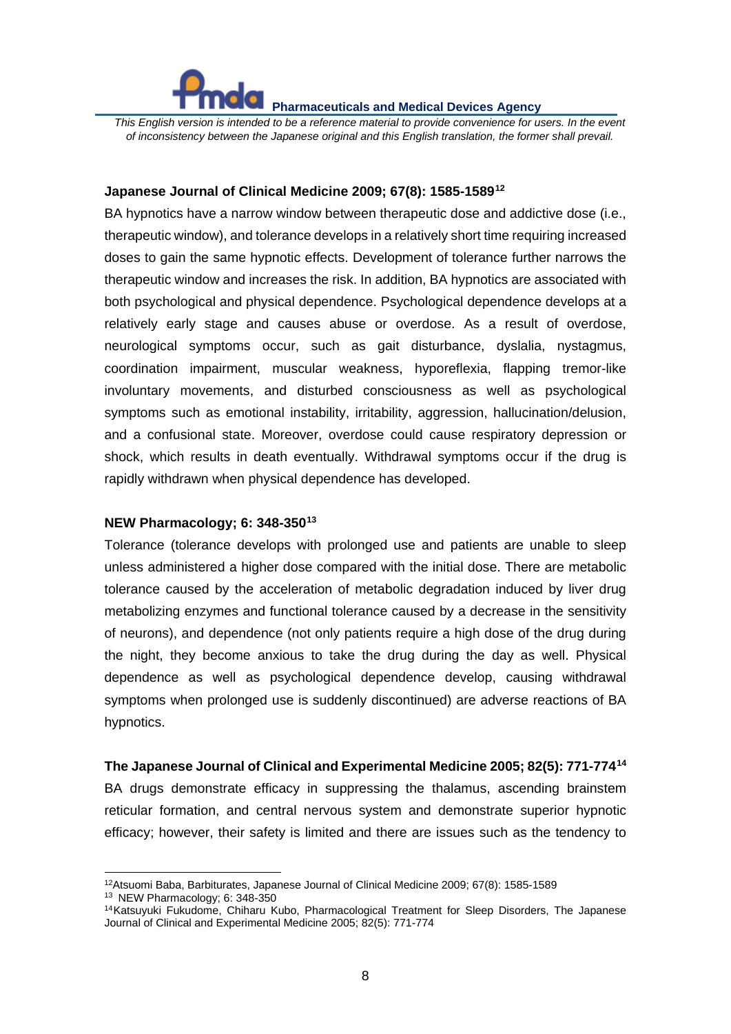**Japanese Journal of Clinical Medicine 2009; 67(8): 1585-1589**[12]

BA hypnotics have a narrow window between therapeutic dose and addictive dose (i.e., therapeutic window), and tolerance develops in a relatively short time requiring increased doses to gain the same hypnotic effects. Development of tolerance further narrows the therapeutic window and increases the risk. In addition, BA hypnotics are associated with both psychological and physical dependence. Psychological dependence develops at a relatively early stage and causes abuse or overdose. As a result of overdose, neurological symptoms occur, such as gait disturbance, dyslalia, nystagmus, coordination impairment, muscular weakness, hyporeflexia, flapping tremor-like involuntary movements, and disturbed consciousness as well as psychological symptoms such as emotional instability, irritability, aggression, hallucination/delusion, and a confusional state. Moreover, overdose could cause respiratory depression or shock, which results in death eventually. Withdrawal symptoms occur if the drug is rapidly withdrawn when physical dependence has developed.

**NEW Pharmacology; 6: 348-350**[13]

Tolerance (tolerance develops with prolonged use and patients are unable to sleep unless administered a higher dose compared with the initial dose. There are metabolic tolerance caused by the acceleration of metabolic degradation induced by liver drug metabolizing enzymes and functional tolerance caused by a decrease in the sensitivity of neurons), and dependence (not only patients require a high dose of the drug during the night, they become anxious to take the drug during the day as well. Physical dependence as well as psychological dependence develop, causing withdrawal symptoms when prolonged use is suddenly discontinued) are adverse reactions of BA hypnotics.

**The Japanese Journal of Clinical and Experimental Medicine 2005; 82(5): 771-774**[14]

BA drugs demonstrate efficacy in suppressing the thalamus, ascending brainstem reticular formation, and central nervous system and demonstrate superior hypnotic efficacy; however, their safety is limited and there are issues such as the tendency to

---

[12] Atsuomi Baba, Barbiturates, Japanese Journal of Clinical Medicine 2009; 67(8): 1585-1589

[13] NEW Pharmacology; 6: 348-350

[14] Katsuyuki Fukudome, Chiharu Kubo, Pharmacological Treatment for Sleep Disorders, The Japanese Journal of Clinical and Experimental Medicine 2005; 82(5): 771-774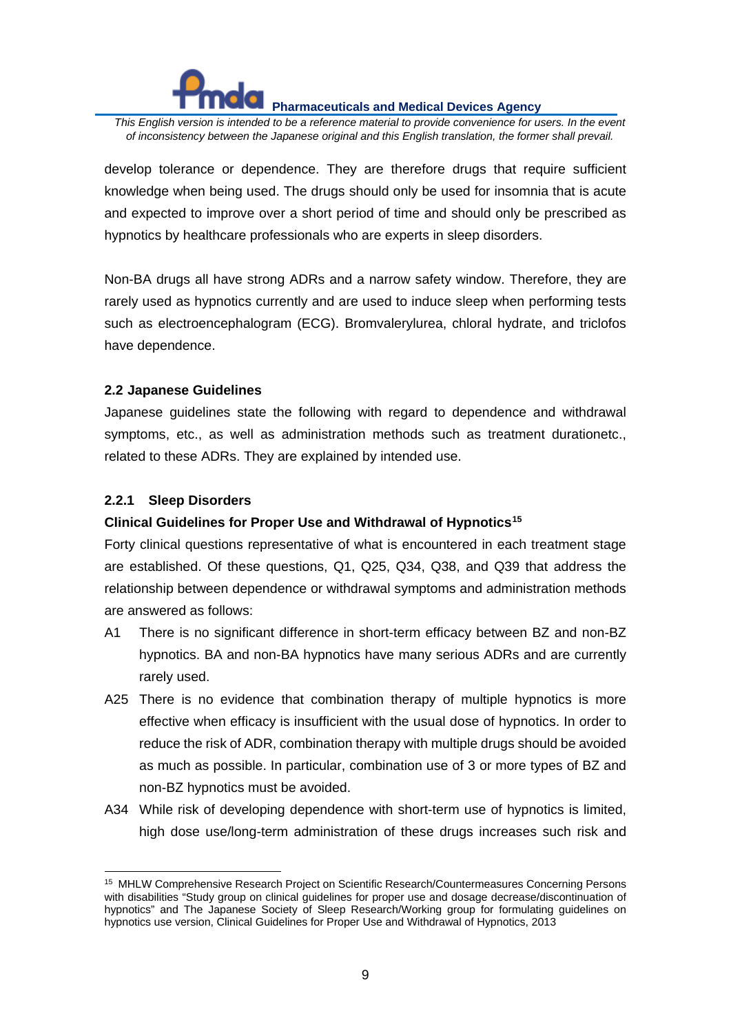develop tolerance or dependence. They are therefore drugs that require sufficient knowledge when being used. The drugs should only be used for insomnia that is acute and expected to improve over a short period of time and should only be prescribed as hypnotics by healthcare professionals who are experts in sleep disorders.

Non-BA drugs all have strong ADRs and a narrow safety window. Therefore, they are rarely used as hypnotics currently and are used to induce sleep when performing tests such as electroencephalogram (ECG). Bromvalerylurea, chloral hydrate, and triclofos have dependence.

### 2.2 Japanese Guidelines

Japanese guidelines state the following with regard to dependence and withdrawal symptoms, etc., as well as administration methods such as treatment durationetc., related to these ADRs. They are explained by intended use.

#### 2.2.1 Sleep Disorders

**Clinical Guidelines for Proper Use and Withdrawal of Hypnotics[15]**

Forty clinical questions representative of what is encountered in each treatment stage are established. Of these questions, Q1, Q25, Q34, Q38, and Q39 that address the relationship between dependence or withdrawal symptoms and administration methods are answered as follows:

- A1 There is no significant difference in short-term efficacy between BZ and non-BZ hypnotics. BA and non-BA hypnotics have many serious ADRs and are currently rarely used.
- A25 There is no evidence that combination therapy of multiple hypnotics is more effective when efficacy is insufficient with the usual dose of hypnotics. In order to reduce the risk of ADR, combination therapy with multiple drugs should be avoided as much as possible. In particular, combination use of 3 or more types of BZ and non-BZ hypnotics must be avoided.
- A34 While risk of developing dependence with short-term use of hypnotics is limited, high dose use/long-term administration of these drugs increases such risk and

[15] MHLW Comprehensive Research Project on Scientific Research/Countermeasures Concerning Persons with disabilities "Study group on clinical guidelines for proper use and dosage decrease/discontinuation of hypnotics" and The Japanese Society of Sleep Research/Working group for formulating guidelines on hypnotics use version, Clinical Guidelines for Proper Use and Withdrawal of Hypnotics, 2013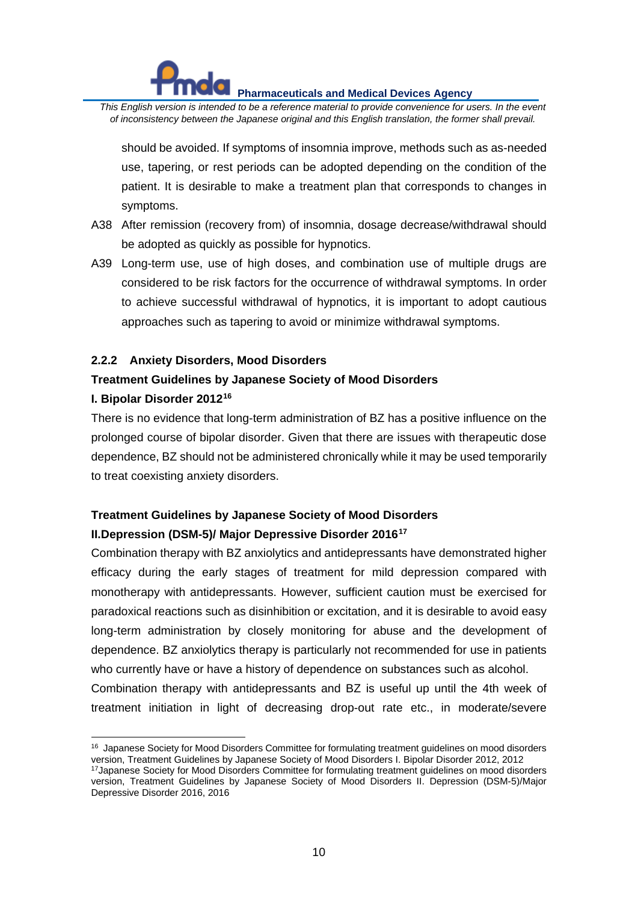should be avoided. If symptoms of insomnia improve, methods such as as-needed use, tapering, or rest periods can be adopted depending on the condition of the patient. It is desirable to make a treatment plan that corresponds to changes in symptoms.

A38 After remission (recovery from) of insomnia, dosage decrease/withdrawal should be adopted as quickly as possible for hypnotics.

A39 Long-term use, use of high doses, and combination use of multiple drugs are considered to be risk factors for the occurrence of withdrawal symptoms. In order to achieve successful withdrawal of hypnotics, it is important to adopt cautious approaches such as tapering to avoid or minimize withdrawal symptoms.

### 2.2.2 Anxiety Disorders, Mood Disorders

**Treatment Guidelines by Japanese Society of Mood Disorders**

**I. Bipolar Disorder 2012[16]**

There is no evidence that long-term administration of BZ has a positive influence on the prolonged course of bipolar disorder. Given that there are issues with therapeutic dose dependence, BZ should not be administered chronically while it may be used temporarily to treat coexisting anxiety disorders.

**Treatment Guidelines by Japanese Society of Mood Disorders**

**II.Depression (DSM-5)/ Major Depressive Disorder 2016[17]**

Combination therapy with BZ anxiolytics and antidepressants have demonstrated higher efficacy during the early stages of treatment for mild depression compared with monotherapy with antidepressants. However, sufficient caution must be exercised for paradoxical reactions such as disinhibition or excitation, and it is desirable to avoid easy long-term administration by closely monitoring for abuse and the development of dependence. BZ anxiolytics therapy is particularly not recommended for use in patients who currently have or have a history of dependence on substances such as alcohol.

Combination therapy with antidepressants and BZ is useful up until the 4th week of treatment initiation in light of decreasing drop-out rate etc., in moderate/severe

---

[16] Japanese Society for Mood Disorders Committee for formulating treatment guidelines on mood disorders version, Treatment Guidelines by Japanese Society of Mood Disorders I. Bipolar Disorder 2012, 2012

[17] Japanese Society for Mood Disorders Committee for formulating treatment guidelines on mood disorders version, Treatment Guidelines by Japanese Society of Mood Disorders II. Depression (DSM-5)/Major Depressive Disorder 2016, 2016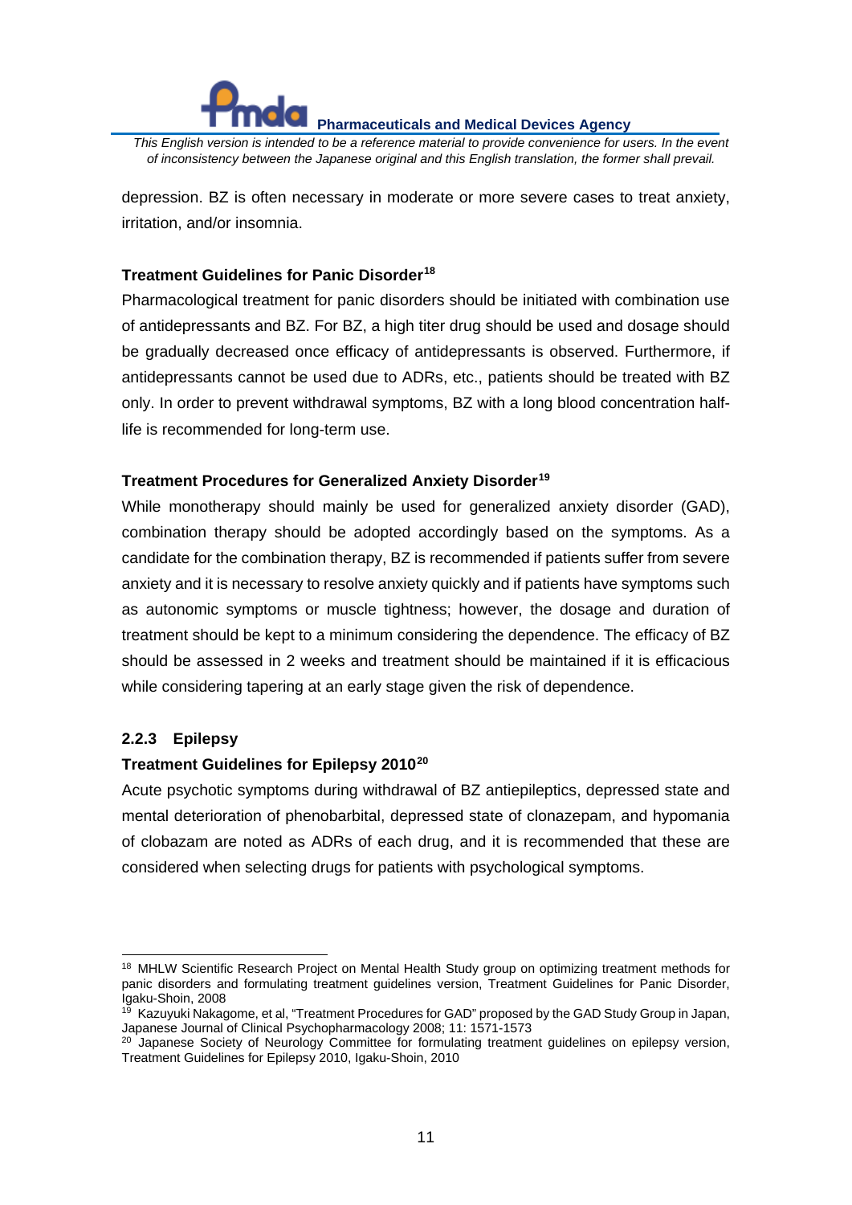depression. BZ is often necessary in moderate or more severe cases to treat anxiety, irritation, and/or insomnia.

**Treatment Guidelines for Panic Disorder**[18]

Pharmacological treatment for panic disorders should be initiated with combination use of antidepressants and BZ. For BZ, a high titer drug should be used and dosage should be gradually decreased once efficacy of antidepressants is observed. Furthermore, if antidepressants cannot be used due to ADRs, etc., patients should be treated with BZ only. In order to prevent withdrawal symptoms, BZ with a long blood concentration half-life is recommended for long-term use.

**Treatment Procedures for Generalized Anxiety Disorder**[19]

While monotherapy should mainly be used for generalized anxiety disorder (GAD), combination therapy should be adopted accordingly based on the symptoms. As a candidate for the combination therapy, BZ is recommended if patients suffer from severe anxiety and it is necessary to resolve anxiety quickly and if patients have symptoms such as autonomic symptoms or muscle tightness; however, the dosage and duration of treatment should be kept to a minimum considering the dependence. The efficacy of BZ should be assessed in 2 weeks and treatment should be maintained if it is efficacious while considering tapering at an early stage given the risk of dependence.

### 2.2.3 Epilepsy

**Treatment Guidelines for Epilepsy 2010**[20]

Acute psychotic symptoms during withdrawal of BZ antiepileptics, depressed state and mental deterioration of phenobarbital, depressed state of clonazepam, and hypomania of clobazam are noted as ADRs of each drug, and it is recommended that these are considered when selecting drugs for patients with psychological symptoms.

---

[18] MHLW Scientific Research Project on Mental Health Study group on optimizing treatment methods for panic disorders and formulating treatment guidelines version, Treatment Guidelines for Panic Disorder, Igaku-Shoin, 2008

[19] Kazuyuki Nakagome, et al, "Treatment Procedures for GAD" proposed by the GAD Study Group in Japan, Japanese Journal of Clinical Psychopharmacology 2008; 11: 1571-1573

[20] Japanese Society of Neurology Committee for formulating treatment guidelines on epilepsy version, Treatment Guidelines for Epilepsy 2010, Igaku-Shoin, 2010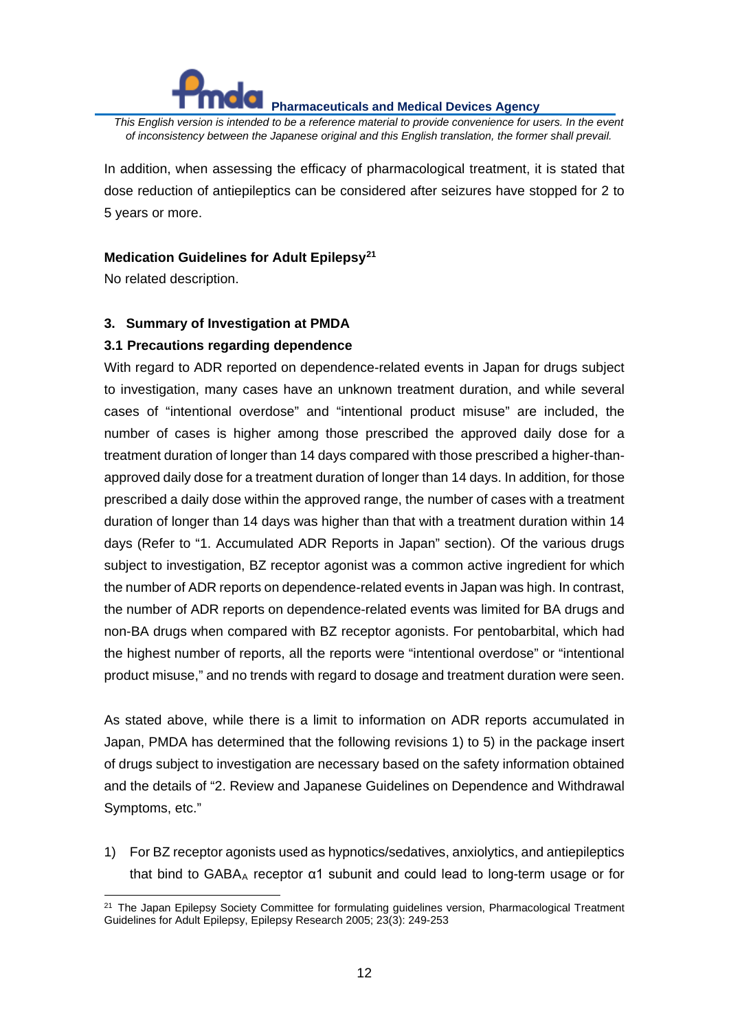In addition, when assessing the efficacy of pharmacological treatment, it is stated that dose reduction of antiepileptics can be considered after seizures have stopped for 2 to 5 years or more.

**Medication Guidelines for Adult Epilepsy**[21]

No related description.

### 3. Summary of Investigation at PMDA

#### 3.1 Precautions regarding dependence

With regard to ADR reported on dependence-related events in Japan for drugs subject to investigation, many cases have an unknown treatment duration, and while several cases of "intentional overdose" and "intentional product misuse" are included, the number of cases is higher among those prescribed the approved daily dose for a treatment duration of longer than 14 days compared with those prescribed a higher-than-approved daily dose for a treatment duration of longer than 14 days. In addition, for those prescribed a daily dose within the approved range, the number of cases with a treatment duration of longer than 14 days was higher than that with a treatment duration within 14 days (Refer to "1. Accumulated ADR Reports in Japan" section). Of the various drugs subject to investigation, BZ receptor agonist was a common active ingredient for which the number of ADR reports on dependence-related events in Japan was high. In contrast, the number of ADR reports on dependence-related events was limited for BA drugs and non-BA drugs when compared with BZ receptor agonists. For pentobarbital, which had the highest number of reports, all the reports were "intentional overdose" or "intentional product misuse," and no trends with regard to dosage and treatment duration were seen.

As stated above, while there is a limit to information on ADR reports accumulated in Japan, PMDA has determined that the following revisions 1) to 5) in the package insert of drugs subject to investigation are necessary based on the safety information obtained and the details of "2. Review and Japanese Guidelines on Dependence and Withdrawal Symptoms, etc."

1) For BZ receptor agonists used as hypnotics/sedatives, anxiolytics, and antiepileptics that bind to $GABA_A$ receptor α1 subunit and could lead to long-term usage or for

---

[21] The Japan Epilepsy Society Committee for formulating guidelines version, Pharmacological Treatment Guidelines for Adult Epilepsy, Epilepsy Research 2005; 23(3): 249-253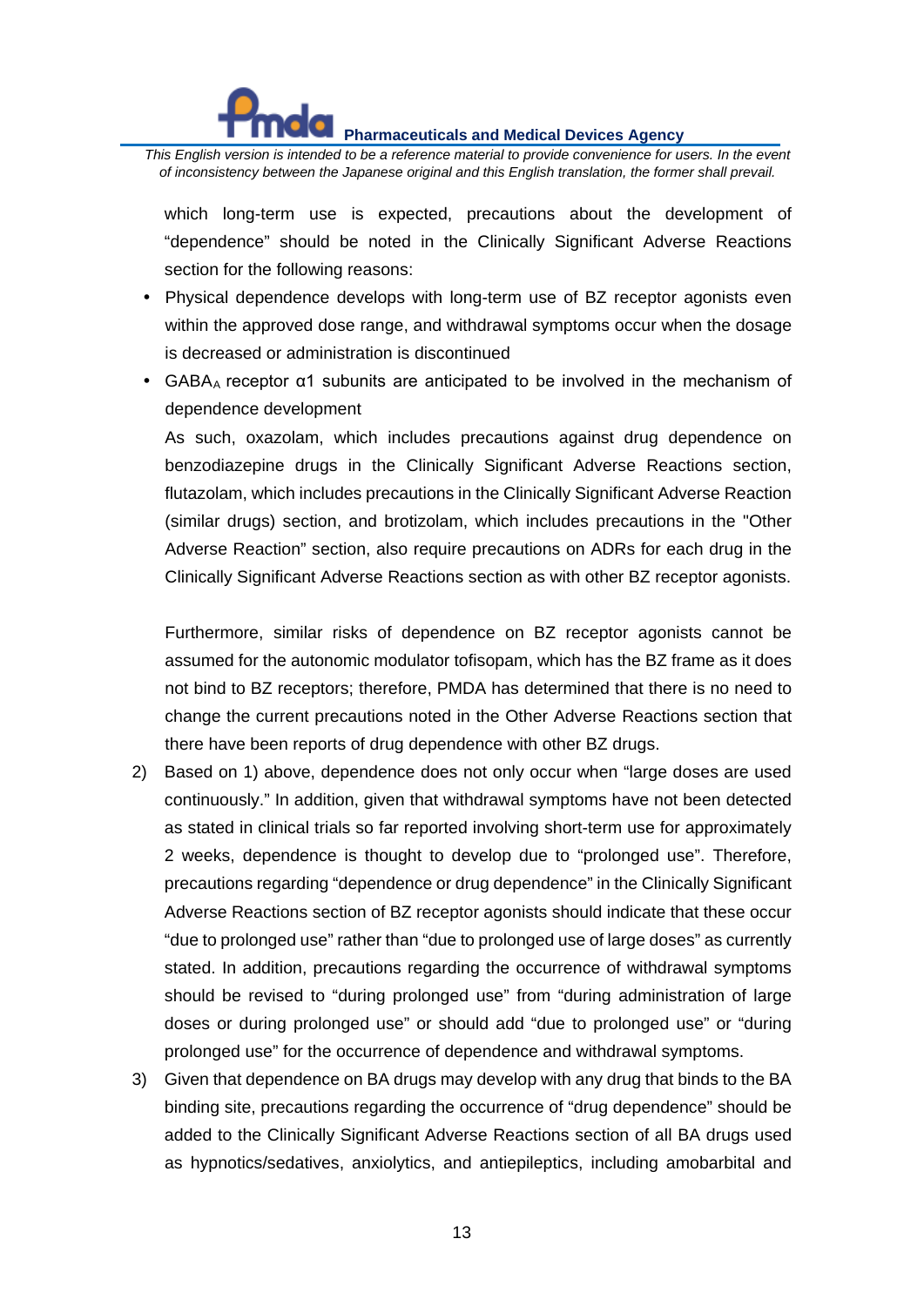which long-term use is expected, precautions about the development of "dependence" should be noted in the Clinically Significant Adverse Reactions section for the following reasons:

- Physical dependence develops with long-term use of BZ receptor agonists even within the approved dose range, and withdrawal symptoms occur when the dosage is decreased or administration is discontinued
- $GABA_A$ receptor α1 subunits are anticipated to be involved in the mechanism of dependence development

As such, oxazolam, which includes precautions against drug dependence on benzodiazepine drugs in the Clinically Significant Adverse Reactions section, flutazolam, which includes precautions in the Clinically Significant Adverse Reaction (similar drugs) section, and brotizolam, which includes precautions in the "Other Adverse Reaction" section, also require precautions on ADRs for each drug in the Clinically Significant Adverse Reactions section as with other BZ receptor agonists.

Furthermore, similar risks of dependence on BZ receptor agonists cannot be assumed for the autonomic modulator tofisopam, which has the BZ frame as it does not bind to BZ receptors; therefore, PMDA has determined that there is no need to change the current precautions noted in the Other Adverse Reactions section that there have been reports of drug dependence with other BZ drugs.

2) Based on 1) above, dependence does not only occur when "large doses are used continuously." In addition, given that withdrawal symptoms have not been detected as stated in clinical trials so far reported involving short-term use for approximately 2 weeks, dependence is thought to develop due to "prolonged use". Therefore, precautions regarding "dependence or drug dependence" in the Clinically Significant Adverse Reactions section of BZ receptor agonists should indicate that these occur "due to prolonged use" rather than "due to prolonged use of large doses" as currently stated. In addition, precautions regarding the occurrence of withdrawal symptoms should be revised to "during prolonged use" from "during administration of large doses or during prolonged use" or should add "due to prolonged use" or "during prolonged use" for the occurrence of dependence and withdrawal symptoms.

3) Given that dependence on BA drugs may develop with any drug that binds to the BA binding site, precautions regarding the occurrence of "drug dependence" should be added to the Clinically Significant Adverse Reactions section of all BA drugs used as hypnotics/sedatives, anxiolytics, and antiepileptics, including amobarbital and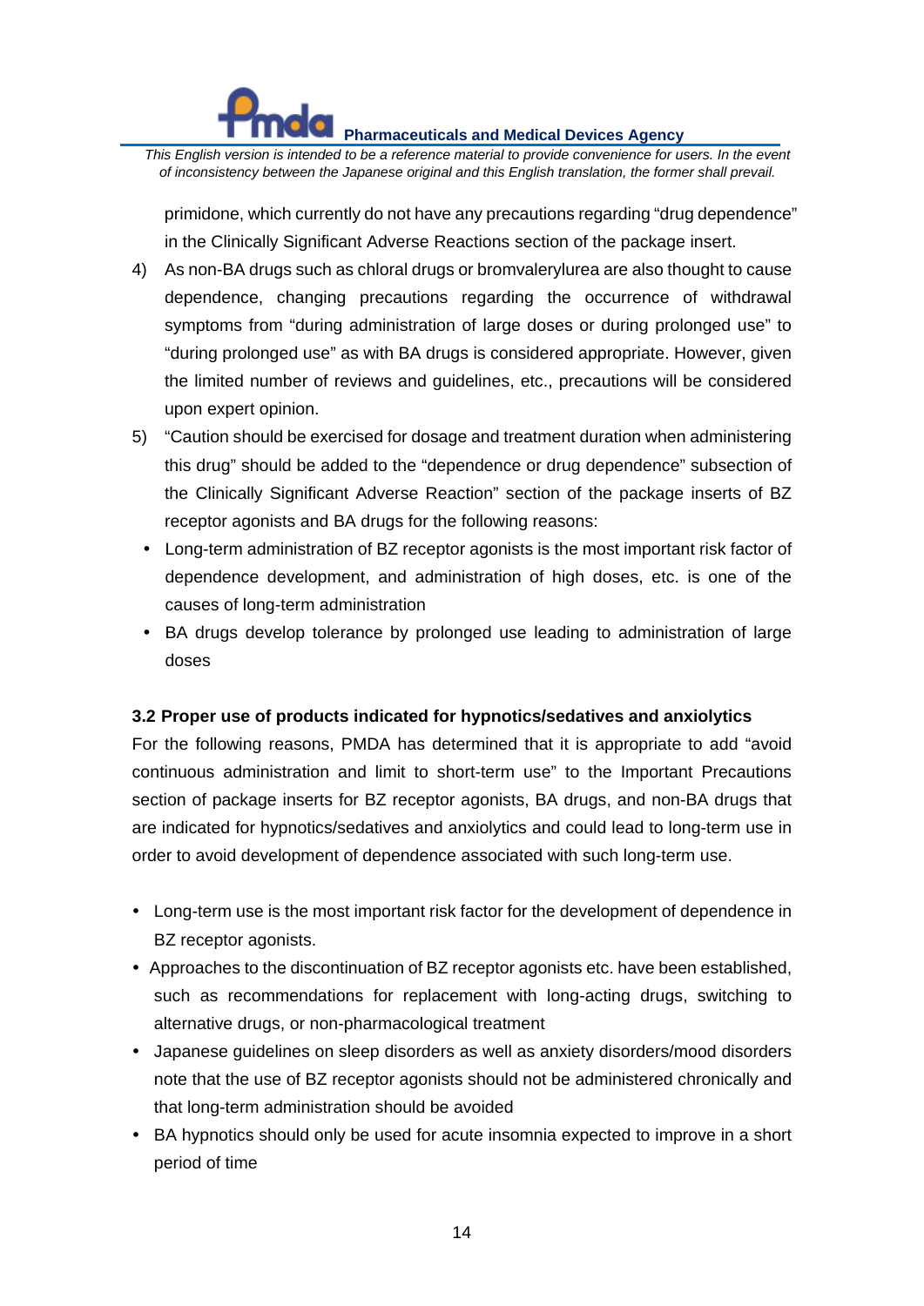primidone, which currently do not have any precautions regarding "drug dependence" in the Clinically Significant Adverse Reactions section of the package insert.

4) As non-BA drugs such as chloral drugs or bromvalerylurea are also thought to cause dependence, changing precautions regarding the occurrence of withdrawal symptoms from "during administration of large doses or during prolonged use" to "during prolonged use" as with BA drugs is considered appropriate. However, given the limited number of reviews and guidelines, etc., precautions will be considered upon expert opinion.

5) "Caution should be exercised for dosage and treatment duration when administering this drug" should be added to the "dependence or drug dependence" subsection of the Clinically Significant Adverse Reaction" section of the package inserts of BZ receptor agonists and BA drugs for the following reasons:
   - Long-term administration of BZ receptor agonists is the most important risk factor of dependence development, and administration of high doses, etc. is one of the causes of long-term administration
   - BA drugs develop tolerance by prolonged use leading to administration of large doses

### 3.2 Proper use of products indicated for hypnotics/sedatives and anxiolytics

For the following reasons, PMDA has determined that it is appropriate to add "avoid continuous administration and limit to short-term use" to the Important Precautions section of package inserts for BZ receptor agonists, BA drugs, and non-BA drugs that are indicated for hypnotics/sedatives and anxiolytics and could lead to long-term use in order to avoid development of dependence associated with such long-term use.

- Long-term use is the most important risk factor for the development of dependence in BZ receptor agonists.
- Approaches to the discontinuation of BZ receptor agonists etc. have been established, such as recommendations for replacement with long-acting drugs, switching to alternative drugs, or non-pharmacological treatment
- Japanese guidelines on sleep disorders as well as anxiety disorders/mood disorders note that the use of BZ receptor agonists should not be administered chronically and that long-term administration should be avoided
- BA hypnotics should only be used for acute insomnia expected to improve in a short period of time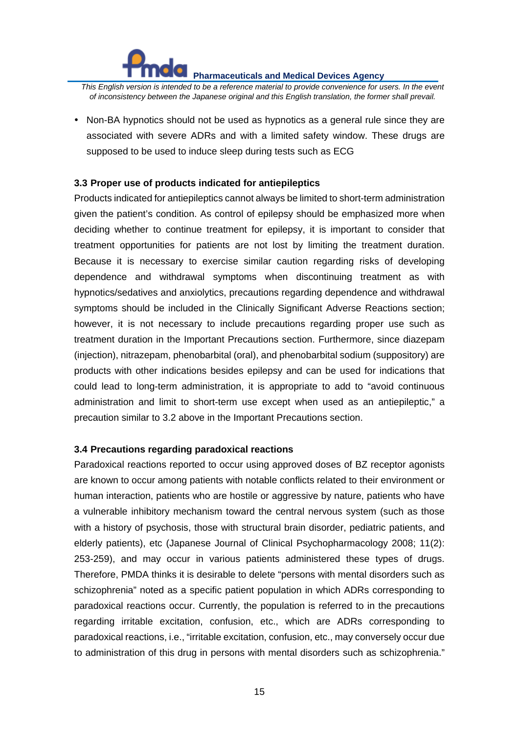- Non-BA hypnotics should not be used as hypnotics as a general rule since they are associated with severe ADRs and with a limited safety window. These drugs are supposed to be used to induce sleep during tests such as ECG

### 3.3 Proper use of products indicated for antiepileptics

Products indicated for antiepileptics cannot always be limited to short-term administration given the patient's condition. As control of epilepsy should be emphasized more when deciding whether to continue treatment for epilepsy, it is important to consider that treatment opportunities for patients are not lost by limiting the treatment duration. Because it is necessary to exercise similar caution regarding risks of developing dependence and withdrawal symptoms when discontinuing treatment as with hypnotics/sedatives and anxiolytics, precautions regarding dependence and withdrawal symptoms should be included in the Clinically Significant Adverse Reactions section; however, it is not necessary to include precautions regarding proper use such as treatment duration in the Important Precautions section. Furthermore, since diazepam (injection), nitrazepam, phenobarbital (oral), and phenobarbital sodium (suppository) are products with other indications besides epilepsy and can be used for indications that could lead to long-term administration, it is appropriate to add to "avoid continuous administration and limit to short-term use except when used as an antiepileptic," a precaution similar to 3.2 above in the Important Precautions section.

### 3.4 Precautions regarding paradoxical reactions

Paradoxical reactions reported to occur using approved doses of BZ receptor agonists are known to occur among patients with notable conflicts related to their environment or human interaction, patients who are hostile or aggressive by nature, patients who have a vulnerable inhibitory mechanism toward the central nervous system (such as those with a history of psychosis, those with structural brain disorder, pediatric patients, and elderly patients), etc (Japanese Journal of Clinical Psychopharmacology 2008; 11(2): 253-259), and may occur in various patients administered these types of drugs. Therefore, PMDA thinks it is desirable to delete "persons with mental disorders such as schizophrenia" noted as a specific patient population in which ADRs corresponding to paradoxical reactions occur. Currently, the population is referred to in the precautions regarding irritable excitation, confusion, etc., which are ADRs corresponding to paradoxical reactions, i.e., "irritable excitation, confusion, etc., may conversely occur due to administration of this drug in persons with mental disorders such as schizophrenia."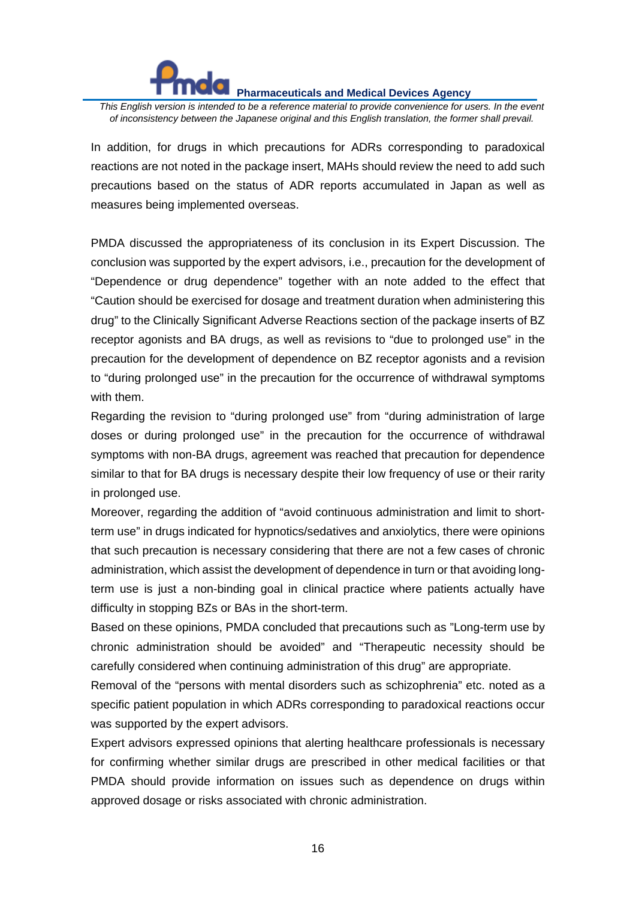In addition, for drugs in which precautions for ADRs corresponding to paradoxical reactions are not noted in the package insert, MAHs should review the need to add such precautions based on the status of ADR reports accumulated in Japan as well as measures being implemented overseas.

PMDA discussed the appropriateness of its conclusion in its Expert Discussion. The conclusion was supported by the expert advisors, i.e., precaution for the development of “Dependence or drug dependence” together with an note added to the effect that “Caution should be exercised for dosage and treatment duration when administering this drug” to the Clinically Significant Adverse Reactions section of the package inserts of BZ receptor agonists and BA drugs, as well as revisions to “due to prolonged use” in the precaution for the development of dependence on BZ receptor agonists and a revision to “during prolonged use” in the precaution for the occurrence of withdrawal symptoms with them.

Regarding the revision to “during prolonged use” from “during administration of large doses or during prolonged use” in the precaution for the occurrence of withdrawal symptoms with non-BA drugs, agreement was reached that precaution for dependence similar to that for BA drugs is necessary despite their low frequency of use or their rarity in prolonged use.

Moreover, regarding the addition of “avoid continuous administration and limit to short-term use” in drugs indicated for hypnotics/sedatives and anxiolytics, there were opinions that such precaution is necessary considering that there are not a few cases of chronic administration, which assist the development of dependence in turn or that avoiding long-term use is just a non-binding goal in clinical practice where patients actually have difficulty in stopping BZs or BAs in the short-term.

Based on these opinions, PMDA concluded that precautions such as ”Long-term use by chronic administration should be avoided” and “Therapeutic necessity should be carefully considered when continuing administration of this drug” are appropriate.

Removal of the “persons with mental disorders such as schizophrenia” etc. noted as a specific patient population in which ADRs corresponding to paradoxical reactions occur was supported by the expert advisors.

Expert advisors expressed opinions that alerting healthcare professionals is necessary for confirming whether similar drugs are prescribed in other medical facilities or that PMDA should provide information on issues such as dependence on drugs within approved dosage or risks associated with chronic administration.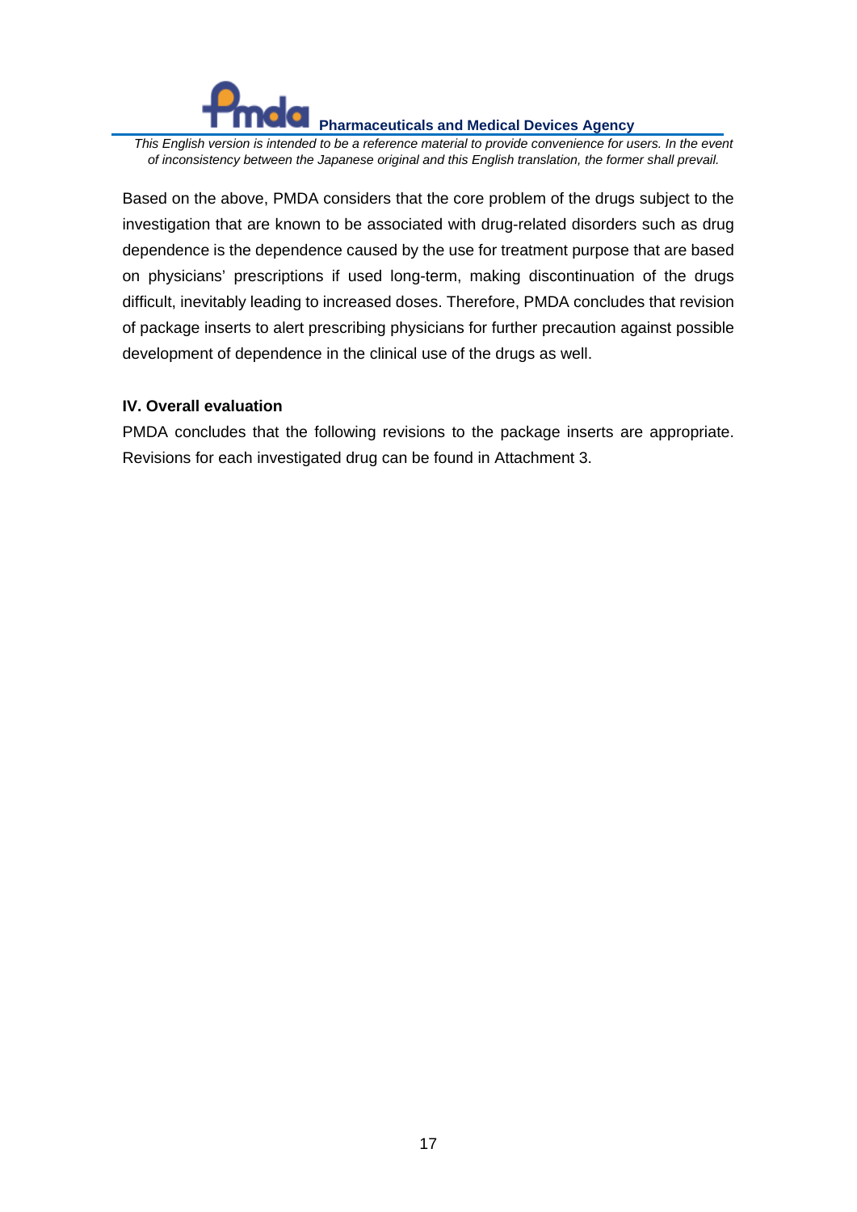Based on the above, PMDA considers that the core problem of the drugs subject to the investigation that are known to be associated with drug-related disorders such as drug dependence is the dependence caused by the use for treatment purpose that are based on physicians' prescriptions if used long-term, making discontinuation of the drugs difficult, inevitably leading to increased doses. Therefore, PMDA concludes that revision of package inserts to alert prescribing physicians for further precaution against possible development of dependence in the clinical use of the drugs as well.

### IV. Overall evaluation

PMDA concludes that the following revisions to the package inserts are appropriate. Revisions for each investigated drug can be found in Attachment 3.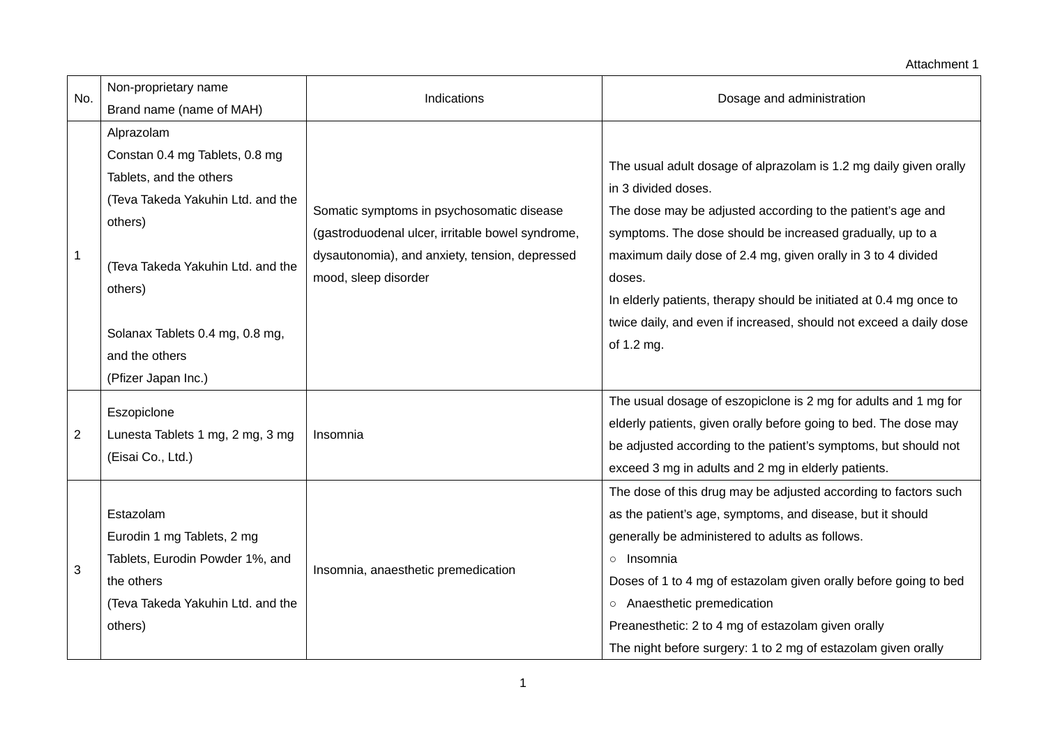Attachment 1

| No. | Non-proprietary name<br>Brand name (name of MAH) | Indications | Dosage and administration |
|---|---|---|---|
| 1 | Alprazolam<br>Constan 0.4 mg Tablets, 0.8 mg Tablets, and the others<br>(Teva Takeda Yakuhin Ltd. and the others)<br><br>(Teva Takeda Yakuhin Ltd. and the others)<br><br>Solanax Tablets 0.4 mg, 0.8 mg, and the others<br>(Pfizer Japan Inc.) | Somatic symptoms in psychosomatic disease (gastroduodenal ulcer, irritable bowel syndrome, dysautonomia), and anxiety, tension, depressed mood, sleep disorder | The usual adult dosage of alprazolam is 1.2 mg daily given orally in 3 divided doses.<br>The dose may be adjusted according to the patient's age and symptoms. The dose should be increased gradually, up to a maximum daily dose of 2.4 mg, given orally in 3 to 4 divided doses.<br>In elderly patients, therapy should be initiated at 0.4 mg once to twice daily, and even if increased, should not exceed a daily dose of 1.2 mg. |
| 2 | Eszopiclone<br>Lunesta Tablets 1 mg, 2 mg, 3 mg<br>(Eisai Co., Ltd.) | Insomnia | The usual dosage of eszopiclone is 2 mg for adults and 1 mg for elderly patients, given orally before going to bed. The dose may be adjusted according to the patient's symptoms, but should not exceed 3 mg in adults and 2 mg in elderly patients. |
| 3 | Estazolam<br>Eurodin 1 mg Tablets, 2 mg Tablets, Eurodin Powder 1%, and the others<br>(Teva Takeda Yakuhin Ltd. and the others) | Insomnia, anaesthetic premedication | The dose of this drug may be adjusted according to factors such as the patient's age, symptoms, and disease, but it should generally be administered to adults as follows.<br>○ Insomnia<br>Doses of 1 to 4 mg of estazolam given orally before going to bed<br>○ Anaesthetic premedication<br>Preanesthetic: 2 to 4 mg of estazolam given orally<br>The night before surgery: 1 to 2 mg of estazolam given orally |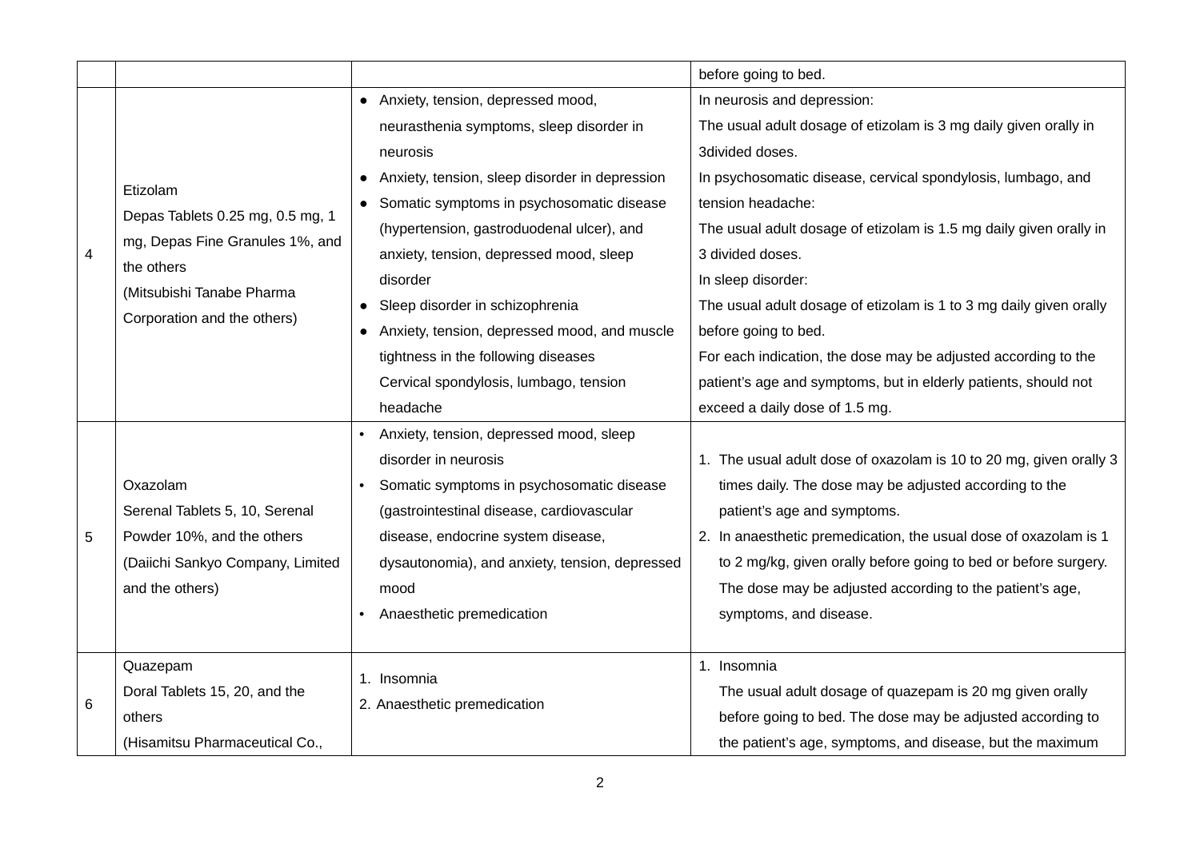| | | | |
|---|---|---|---|
| | | | before going to bed. |
| 4 | Etizolam<br>Depas Tablets 0.25 mg, 0.5 mg, 1 mg, Depas Fine Granules 1%, and the others<br>(Mitsubishi Tanabe Pharma Corporation and the others) | ● Anxiety, tension, depressed mood, neurasthenia symptoms, sleep disorder in neurosis<br>● Anxiety, tension, sleep disorder in depression<br>● Somatic symptoms in psychosomatic disease (hypertension, gastroduodenal ulcer), and anxiety, tension, depressed mood, sleep disorder<br>● Sleep disorder in schizophrenia<br>● Anxiety, tension, depressed mood, and muscle tightness in the following diseases<br>Cervical spondylosis, lumbago, tension headache | In neurosis and depression:<br>The usual adult dosage of etizolam is 3 mg daily given orally in 3divided doses.<br>In psychosomatic disease, cervical spondylosis, lumbago, and tension headache:<br>The usual adult dosage of etizolam is 1.5 mg daily given orally in 3 divided doses.<br>In sleep disorder:<br>The usual adult dosage of etizolam is 1 to 3 mg daily given orally before going to bed.<br>For each indication, the dose may be adjusted according to the patient's age and symptoms, but in elderly patients, should not exceed a daily dose of 1.5 mg. |
| 5 | Oxazolam<br>Serenal Tablets 5, 10, Serenal Powder 10%, and the others<br>(Daiichi Sankyo Company, Limited and the others) | • Anxiety, tension, depressed mood, sleep disorder in neurosis<br>• Somatic symptoms in psychosomatic disease (gastrointestinal disease, cardiovascular disease, endocrine system disease, dysautonomia), and anxiety, tension, depressed mood<br>• Anaesthetic premedication | 1. The usual adult dose of oxazolam is 10 to 20 mg, given orally 3 times daily. The dose may be adjusted according to the patient's age and symptoms.<br>2. In anaesthetic premedication, the usual dose of oxazolam is 1 to 2 mg/kg, given orally before going to bed or before surgery. The dose may be adjusted according to the patient's age, symptoms, and disease. |
| 6 | Quazepam<br>Doral Tablets 15, 20, and the others<br>(Hisamitsu Pharmaceutical Co., | 1. Insomnia<br>2. Anaesthetic premedication | 1. Insomnia<br>The usual adult dosage of quazepam is 20 mg given orally before going to bed. The dose may be adjusted according to the patient's age, symptoms, and disease, but the maximum |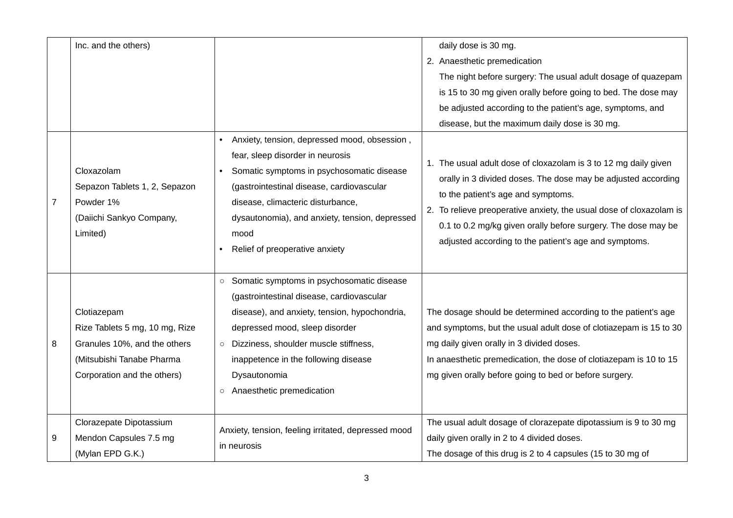| | Inc. and the others) | | daily dose is 30 mg.<br>2. Anaesthetic premedication<br>The night before surgery: The usual adult dosage of quazepam is 15 to 30 mg given orally before going to bed. The dose may be adjusted according to the patient's age, symptoms, and disease, but the maximum daily dose is 30 mg. |
|---|---|---|---|
| 7 | Cloxazolam<br>Sepazon Tablets 1, 2, Sepazon Powder 1%<br>(Daiichi Sankyo Company, Limited) | • Anxiety, tension, depressed mood, obsession , fear, sleep disorder in neurosis<br>• Somatic symptoms in psychosomatic disease (gastrointestinal disease, cardiovascular disease, climacteric disturbance, dysautonomia), and anxiety, tension, depressed mood<br>• Relief of preoperative anxiety | 1. The usual adult dose of cloxazolam is 3 to 12 mg daily given orally in 3 divided doses. The dose may be adjusted according to the patient's age and symptoms.<br>2. To relieve preoperative anxiety, the usual dose of cloxazolam is 0.1 to 0.2 mg/kg given orally before surgery. The dose may be adjusted according to the patient's age and symptoms. |
| 8 | Clotiazepam<br>Rize Tablets 5 mg, 10 mg, Rize Granules 10%, and the others<br>(Mitsubishi Tanabe Pharma Corporation and the others) | ○ Somatic symptoms in psychosomatic disease (gastrointestinal disease, cardiovascular disease), and anxiety, tension, hypochondria, depressed mood, sleep disorder<br>○ Dizziness, shoulder muscle stiffness, inappetence in the following disease<br>Dysautonomia<br>○ Anaesthetic premedication | The dosage should be determined according to the patient's age and symptoms, but the usual adult dose of clotiazepam is 15 to 30 mg daily given orally in 3 divided doses.<br>In anaesthetic premedication, the dose of clotiazepam is 10 to 15 mg given orally before going to bed or before surgery. |
| 9 | Clorazepate Dipotassium<br>Mendon Capsules 7.5 mg<br>(Mylan EPD G.K.) | Anxiety, tension, feeling irritated, depressed mood in neurosis | The usual adult dosage of clorazepate dipotassium is 9 to 30 mg daily given orally in 2 to 4 divided doses.<br>The dosage of this drug is 2 to 4 capsules (15 to 30 mg of |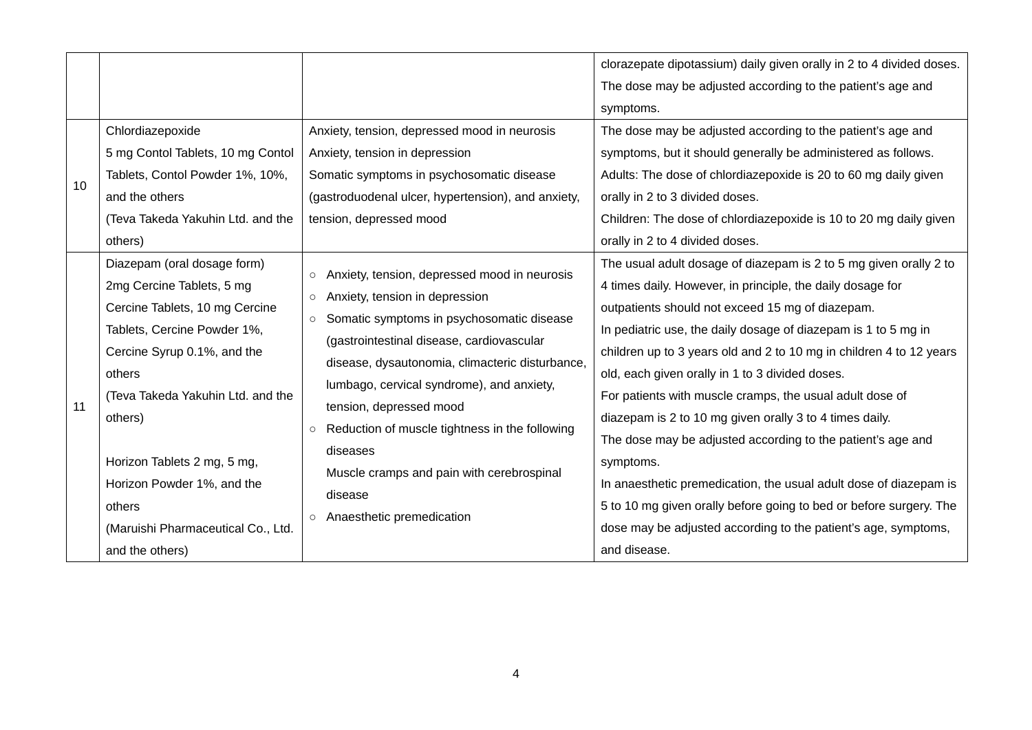| | | | |
|---|---|---|---|
| | | | clorazepate dipotassium) daily given orally in 2 to 4 divided doses. The dose may be adjusted according to the patient's age and symptoms. |
| 10 | Chlordiazepoxide<br>5 mg Contol Tablets, 10 mg Contol Tablets, Contol Powder 1%, 10%, and the others<br>(Teva Takeda Yakuhin Ltd. and the others) | Anxiety, tension, depressed mood in neurosis<br>Anxiety, tension in depression<br>Somatic symptoms in psychosomatic disease (gastroduodenal ulcer, hypertension), and anxiety, tension, depressed mood | The dose may be adjusted according to the patient's age and symptoms, but it should generally be administered as follows.<br>Adults: The dose of chlordiazepoxide is 20 to 60 mg daily given orally in 2 to 3 divided doses.<br>Children: The dose of chlordiazepoxide is 10 to 20 mg daily given orally in 2 to 4 divided doses. |
| 11 | Diazepam (oral dosage form)<br>2mg Cercine Tablets, 5 mg Cercine Tablets, 10 mg Cercine Tablets, Cercine Powder 1%, Cercine Syrup 0.1%, and the others<br>(Teva Takeda Yakuhin Ltd. and the others)<br><br>Horizon Tablets 2 mg, 5 mg, Horizon Powder 1%, and the others<br>(Maruishi Pharmaceutical Co., Ltd. and the others) | ○ Anxiety, tension, depressed mood in neurosis<br>○ Anxiety, tension in depression<br>○ Somatic symptoms in psychosomatic disease (gastrointestinal disease, cardiovascular disease, dysautonomia, climacteric disturbance, lumbago, cervical syndrome), and anxiety, tension, depressed mood<br>○ Reduction of muscle tightness in the following diseases<br>Muscle cramps and pain with cerebrospinal disease<br>○ Anaesthetic premedication | The usual adult dosage of diazepam is 2 to 5 mg given orally 2 to 4 times daily. However, in principle, the daily dosage for outpatients should not exceed 15 mg of diazepam.<br>In pediatric use, the daily dosage of diazepam is 1 to 5 mg in children up to 3 years old and 2 to 10 mg in children 4 to 12 years old, each given orally in 1 to 3 divided doses.<br>For patients with muscle cramps, the usual adult dose of diazepam is 2 to 10 mg given orally 3 to 4 times daily.<br>The dose may be adjusted according to the patient's age and symptoms.<br>In anaesthetic premedication, the usual adult dose of diazepam is 5 to 10 mg given orally before going to bed or before surgery. The dose may be adjusted according to the patient's age, symptoms, and disease. |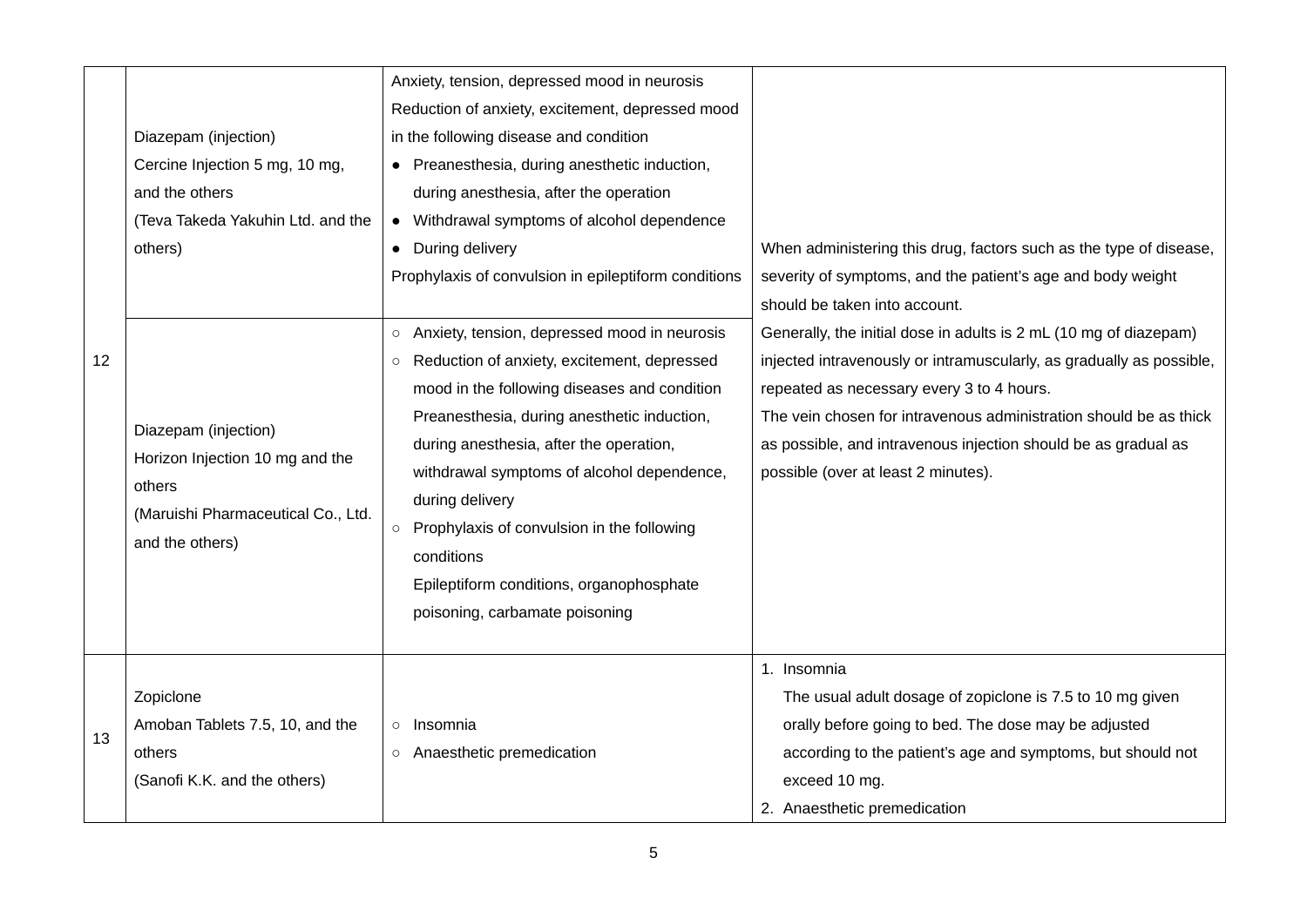| 12 | Diazepam (injection)<br>Cercine Injection 5 mg, 10 mg, and the others<br>(Teva Takeda Yakuhin Ltd. and the others) | Anxiety, tension, depressed mood in neurosis<br>Reduction of anxiety, excitement, depressed mood in the following disease and condition<br>● Preanesthesia, during anesthetic induction, during anesthesia, after the operation<br>● Withdrawal symptoms of alcohol dependence<br>● During delivery<br>Prophylaxis of convulsion in epileptiform conditions | When administering this drug, factors such as the type of disease, severity of symptoms, and the patient's age and body weight should be taken into account.<br>Generally, the initial dose in adults is 2 mL (10 mg of diazepam) injected intravenously or intramuscularly, as gradually as possible, repeated as necessary every 3 to 4 hours.<br>The vein chosen for intravenous administration should be as thick as possible, and intravenous injection should be as gradual as possible (over at least 2 minutes). |
|---|---|---|---|
| | Diazepam (injection)<br>Horizon Injection 10 mg and the others<br>(Maruishi Pharmaceutical Co., Ltd. and the others) | ○ Anxiety, tension, depressed mood in neurosis<br>○ Reduction of anxiety, excitement, depressed mood in the following diseases and condition<br>Preanesthesia, during anesthetic induction, during anesthesia, after the operation, withdrawal symptoms of alcohol dependence, during delivery<br>○ Prophylaxis of convulsion in the following conditions<br>Epileptiform conditions, organophosphate poisoning, carbamate poisoning | |
| 13 | Zopiclone<br>Amoban Tablets 7.5, 10, and the others<br>(Sanofi K.K. and the others) | ○ Insomnia<br>○ Anaesthetic premedication | 1. Insomnia<br>The usual adult dosage of zopiclone is 7.5 to 10 mg given orally before going to bed. The dose may be adjusted according to the patient's age and symptoms, but should not exceed 10 mg.<br>2. Anaesthetic premedication |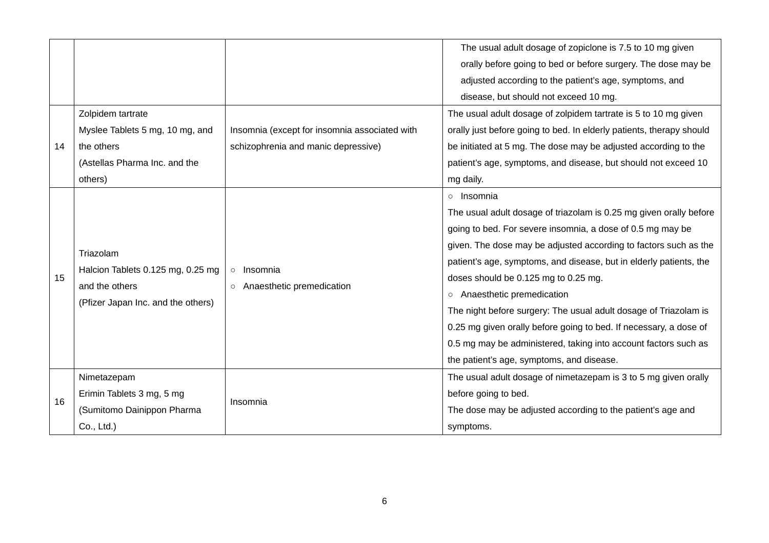| | | | |
|---|---|---|---|
| | | | The usual adult dosage of zopiclone is 7.5 to 10 mg given orally before going to bed or before surgery. The dose may be adjusted according to the patient's age, symptoms, and disease, but should not exceed 10 mg. |
| 14 | Zolpidem tartrate<br>Myslee Tablets 5 mg, 10 mg, and the others<br>(Astellas Pharma Inc. and the others) | Insomnia (except for insomnia associated with schizophrenia and manic depressive) | The usual adult dosage of zolpidem tartrate is 5 to 10 mg given orally just before going to bed. In elderly patients, therapy should be initiated at 5 mg. The dose may be adjusted according to the patient's age, symptoms, and disease, but should not exceed 10 mg daily. |
| 15 | Triazolam<br>Halcion Tablets 0.125 mg, 0.25 mg and the others<br>(Pfizer Japan Inc. and the others) | ○ Insomnia<br>○ Anaesthetic premedication | ○ Insomnia<br>The usual adult dosage of triazolam is 0.25 mg given orally before going to bed. For severe insomnia, a dose of 0.5 mg may be given. The dose may be adjusted according to factors such as the patient's age, symptoms, and disease, but in elderly patients, the doses should be 0.125 mg to 0.25 mg.<br>○ Anaesthetic premedication<br>The night before surgery: The usual adult dosage of Triazolam is 0.25 mg given orally before going to bed. If necessary, a dose of 0.5 mg may be administered, taking into account factors such as the patient's age, symptoms, and disease. |
| 16 | Nimetazepam<br>Erimin Tablets 3 mg, 5 mg<br>(Sumitomo Dainippon Pharma Co., Ltd.) | Insomnia | The usual adult dosage of nimetazepam is 3 to 5 mg given orally before going to bed.<br>The dose may be adjusted according to the patient's age and symptoms. |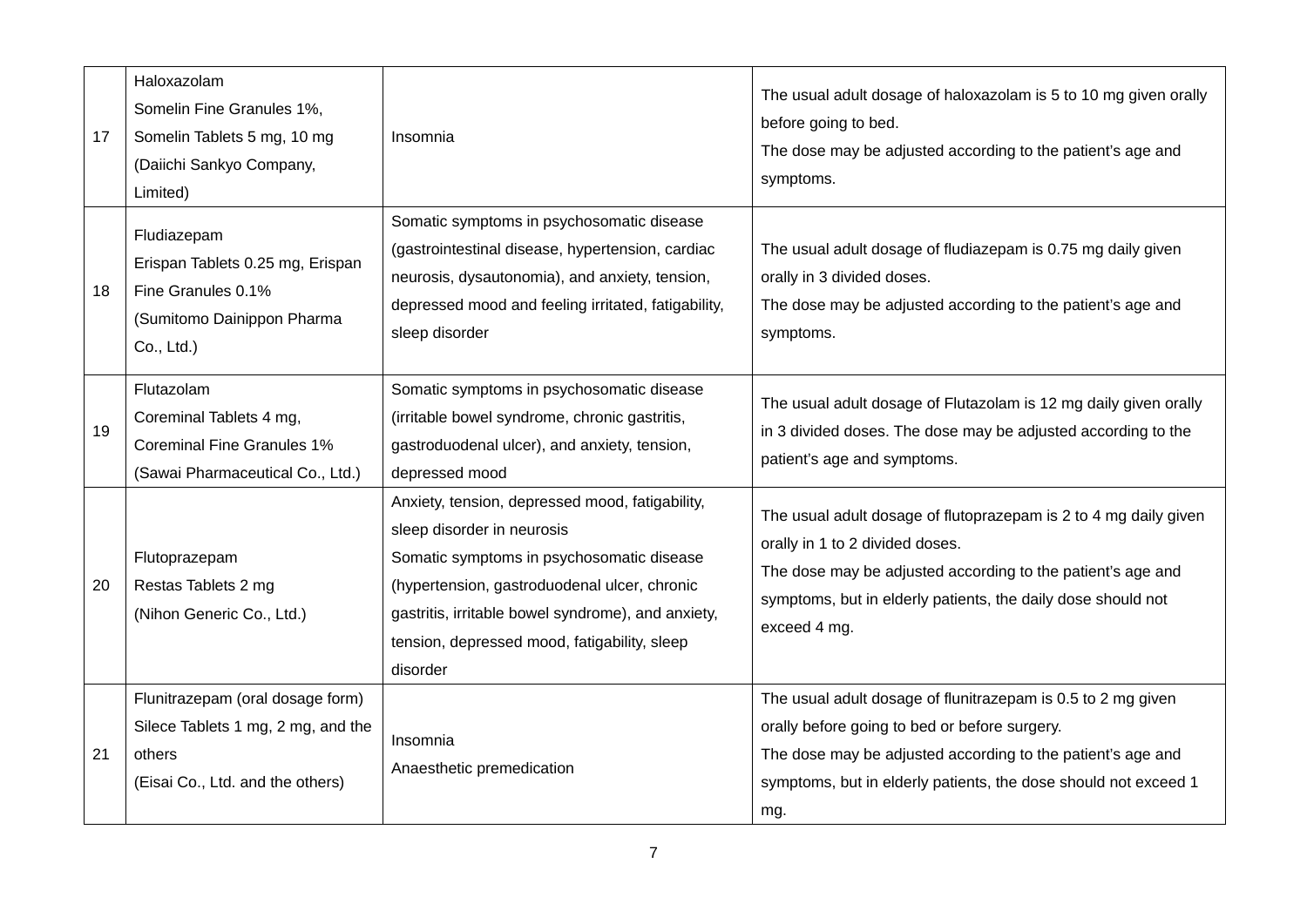| 17 | Haloxazolam<br>Somelin Fine Granules 1%, Somelin Tablets 5 mg, 10 mg<br>(Daiichi Sankyo Company, Limited) | Insomnia | The usual adult dosage of haloxazolam is 5 to 10 mg given orally before going to bed.<br>The dose may be adjusted according to the patient's age and symptoms. |
|---|---|---|---|
| 18 | Fludiazepam<br>Erispan Tablets 0.25 mg, Erispan Fine Granules 0.1%<br>(Sumitomo Dainippon Pharma Co., Ltd.) | Somatic symptoms in psychosomatic disease (gastrointestinal disease, hypertension, cardiac neurosis, dysautonomia), and anxiety, tension, depressed mood and feeling irritated, fatigability, sleep disorder | The usual adult dosage of fludiazepam is 0.75 mg daily given orally in 3 divided doses.<br>The dose may be adjusted according to the patient's age and symptoms. |
| 19 | Flutazolam<br>Coreminal Tablets 4 mg, Coreminal Fine Granules 1%<br>(Sawai Pharmaceutical Co., Ltd.) | Somatic symptoms in psychosomatic disease (irritable bowel syndrome, chronic gastritis, gastroduodenal ulcer), and anxiety, tension, depressed mood | The usual adult dosage of Flutazolam is 12 mg daily given orally in 3 divided doses. The dose may be adjusted according to the patient's age and symptoms. |
| 20 | Flutoprazepam<br>Restas Tablets 2 mg<br>(Nihon Generic Co., Ltd.) | Anxiety, tension, depressed mood, fatigability, sleep disorder in neurosis<br>Somatic symptoms in psychosomatic disease (hypertension, gastroduodenal ulcer, chronic gastritis, irritable bowel syndrome), and anxiety, tension, depressed mood, fatigability, sleep disorder | The usual adult dosage of flutoprazepam is 2 to 4 mg daily given orally in 1 to 2 divided doses.<br>The dose may be adjusted according to the patient's age and symptoms, but in elderly patients, the daily dose should not exceed 4 mg. |
| 21 | Flunitrazepam (oral dosage form)<br>Silece Tablets 1 mg, 2 mg, and the others<br>(Eisai Co., Ltd. and the others) | Insomnia<br>Anaesthetic premedication | The usual adult dosage of flunitrazepam is 0.5 to 2 mg given orally before going to bed or before surgery.<br>The dose may be adjusted according to the patient's age and symptoms, but in elderly patients, the dose should not exceed 1 mg. |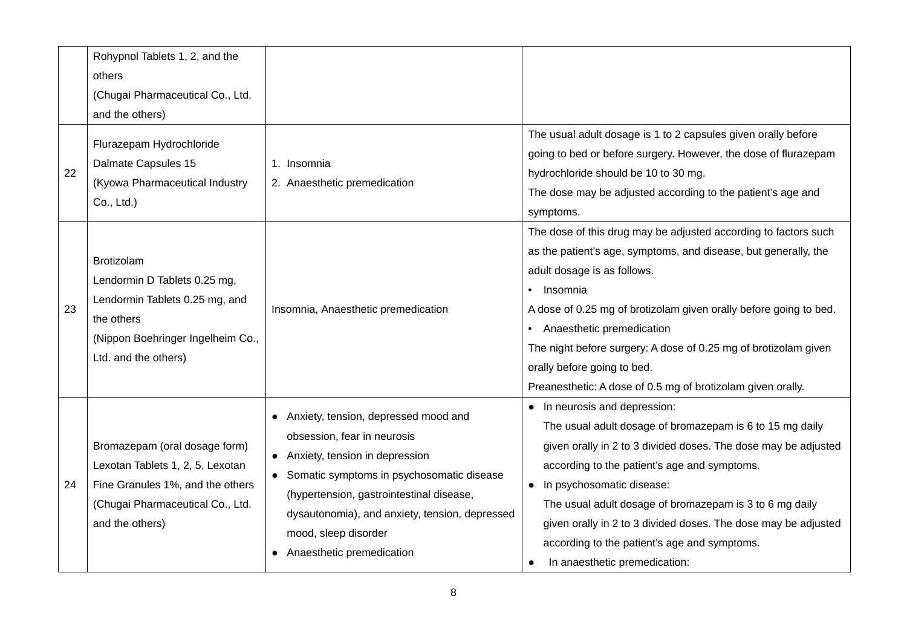| | | | |
|---|---|---|---|
| | Rohypnol Tablets 1, 2, and the others<br>(Chugai Pharmaceutical Co., Ltd. and the others) | | |
| 22 | Flurazepam Hydrochloride<br>Dalmate Capsules 15<br>(Kyowa Pharmaceutical Industry Co., Ltd.) | 1. Insomnia<br>2. Anaesthetic premedication | The usual adult dosage is 1 to 2 capsules given orally before going to bed or before surgery. However, the dose of flurazepam hydrochloride should be 10 to 30 mg.<br>The dose may be adjusted according to the patient's age and symptoms. |
| 23 | Brotizolam<br>Lendormin D Tablets 0.25 mg, Lendormin Tablets 0.25 mg, and the others<br>(Nippon Boehringer Ingelheim Co., Ltd. and the others) | Insomnia, Anaesthetic premedication | The dose of this drug may be adjusted according to factors such as the patient's age, symptoms, and disease, but generally, the adult dosage is as follows.<br>• Insomnia<br>A dose of 0.25 mg of brotizolam given orally before going to bed.<br>• Anaesthetic premedication<br>The night before surgery: A dose of 0.25 mg of brotizolam given orally before going to bed.<br>Preanesthetic: A dose of 0.5 mg of brotizolam given orally. |
| 24 | Bromazepam (oral dosage form)<br>Lexotan Tablets 1, 2, 5, Lexotan Fine Granules 1%, and the others<br>(Chugai Pharmaceutical Co., Ltd. and the others) | ● Anxiety, tension, depressed mood and obsession, fear in neurosis<br>● Anxiety, tension in depression<br>● Somatic symptoms in psychosomatic disease (hypertension, gastrointestinal disease, dysautonomia), and anxiety, tension, depressed mood, sleep disorder<br>● Anaesthetic premedication | ● In neurosis and depression:<br>The usual adult dosage of bromazepam is 6 to 15 mg daily given orally in 2 to 3 divided doses. The dose may be adjusted according to the patient's age and symptoms.<br>● In psychosomatic disease:<br>The usual adult dosage of bromazepam is 3 to 6 mg daily given orally in 2 to 3 divided doses. The dose may be adjusted according to the patient's age and symptoms.<br>● In anaesthetic premedication: |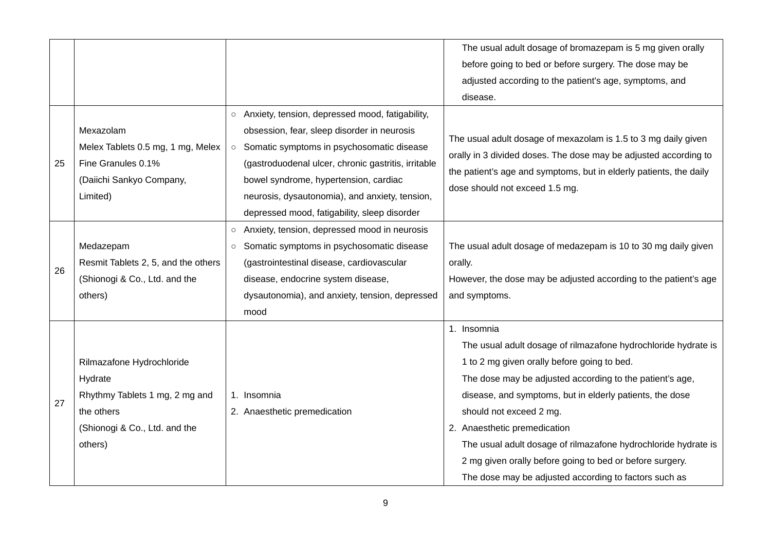| | | | |
|---|---|---|---|
| | | | The usual adult dosage of bromazepam is 5 mg given orally before going to bed or before surgery. The dose may be adjusted according to the patient's age, symptoms, and disease. |
| 25 | Mexazolam<br>Melex Tablets 0.5 mg, 1 mg, Melex Fine Granules 0.1%<br>(Daiichi Sankyo Company, Limited) | ○ Anxiety, tension, depressed mood, fatigability, obsession, fear, sleep disorder in neurosis<br>○ Somatic symptoms in psychosomatic disease (gastroduodenal ulcer, chronic gastritis, irritable bowel syndrome, hypertension, cardiac neurosis, dysautonomia), and anxiety, tension, depressed mood, fatigability, sleep disorder | The usual adult dosage of mexazolam is 1.5 to 3 mg daily given orally in 3 divided doses. The dose may be adjusted according to the patient's age and symptoms, but in elderly patients, the daily dose should not exceed 1.5 mg. |
| 26 | Medazepam<br>Resmit Tablets 2, 5, and the others<br>(Shionogi & Co., Ltd. and the others) | ○ Anxiety, tension, depressed mood in neurosis<br>○ Somatic symptoms in psychosomatic disease (gastrointestinal disease, cardiovascular disease, endocrine system disease, dysautonomia), and anxiety, tension, depressed mood | The usual adult dosage of medazepam is 10 to 30 mg daily given orally.<br>However, the dose may be adjusted according to the patient's age and symptoms. |
| 27 | Rilmazafone Hydrochloride Hydrate<br>Rhythmy Tablets 1 mg, 2 mg and the others<br>(Shionogi & Co., Ltd. and the others) | 1. Insomnia<br>2. Anaesthetic premedication | 1. Insomnia<br>The usual adult dosage of rilmazafone hydrochloride hydrate is 1 to 2 mg given orally before going to bed.<br>The dose may be adjusted according to the patient's age, disease, and symptoms, but in elderly patients, the dose should not exceed 2 mg.<br>2. Anaesthetic premedication<br>The usual adult dosage of rilmazafone hydrochloride hydrate is 2 mg given orally before going to bed or before surgery.<br>The dose may be adjusted according to factors such as |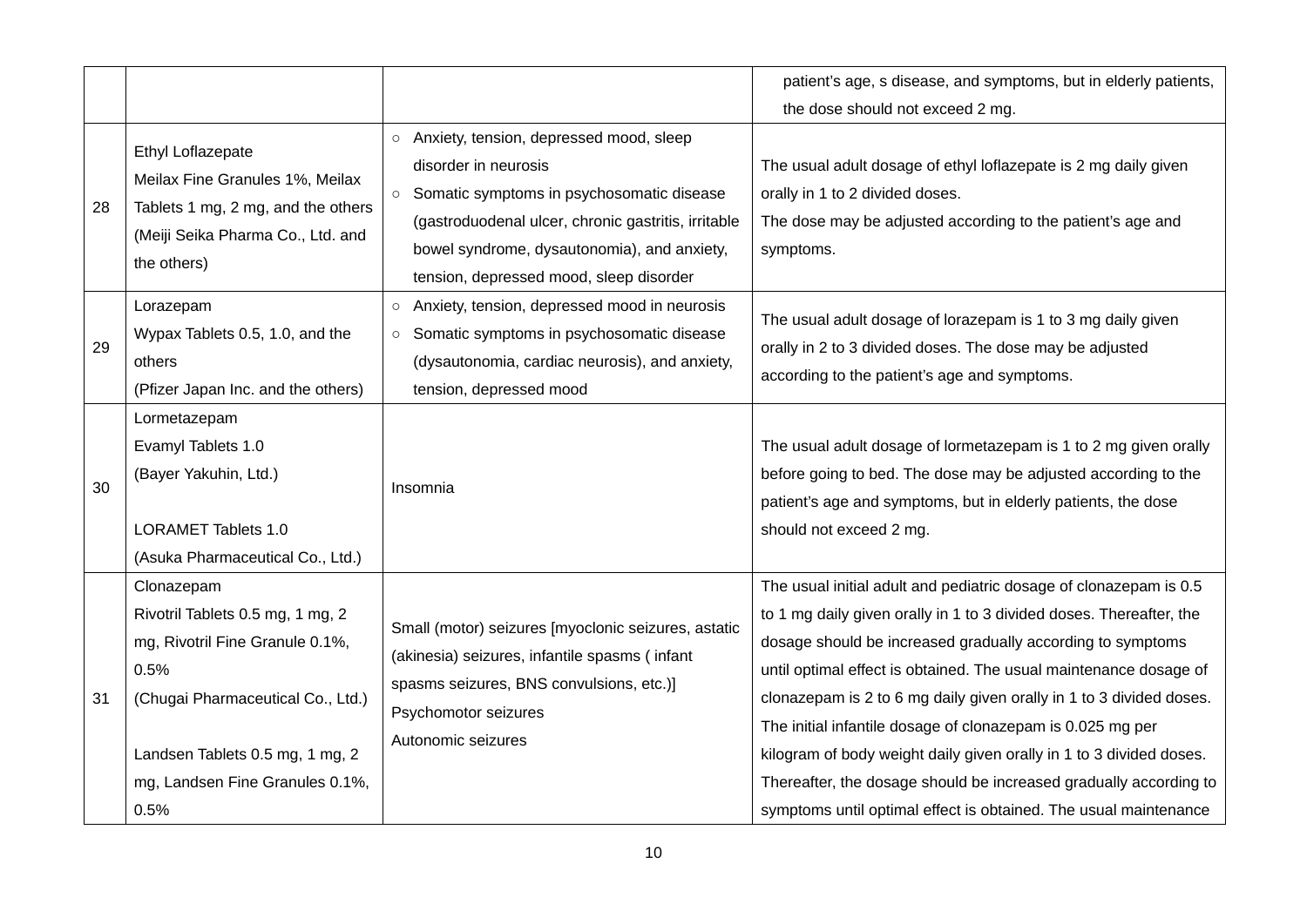| | | | |
|---|---|---|---|
| | | | patient's age, s disease, and symptoms, but in elderly patients, the dose should not exceed 2 mg. |
| 28 | Ethyl Loflazepate<br>Meilax Fine Granules 1%, Meilax Tablets 1 mg, 2 mg, and the others<br>(Meiji Seika Pharma Co., Ltd. and the others) | ○ Anxiety, tension, depressed mood, sleep disorder in neurosis<br>○ Somatic symptoms in psychosomatic disease (gastroduodenal ulcer, chronic gastritis, irritable bowel syndrome, dysautonomia), and anxiety, tension, depressed mood, sleep disorder | The usual adult dosage of ethyl loflazepate is 2 mg daily given orally in 1 to 2 divided doses.<br>The dose may be adjusted according to the patient's age and symptoms. |
| 29 | Lorazepam<br>Wypax Tablets 0.5, 1.0, and the others<br>(Pfizer Japan Inc. and the others) | ○ Anxiety, tension, depressed mood in neurosis<br>○ Somatic symptoms in psychosomatic disease (dysautonomia, cardiac neurosis), and anxiety, tension, depressed mood | The usual adult dosage of lorazepam is 1 to 3 mg daily given orally in 2 to 3 divided doses. The dose may be adjusted according to the patient's age and symptoms. |
| 30 | Lormetazepam<br>Evamyl Tablets 1.0<br>(Bayer Yakuhin, Ltd.)<br><br>LORAMET Tablets 1.0<br>(Asuka Pharmaceutical Co., Ltd.) | Insomnia | The usual adult dosage of lormetazepam is 1 to 2 mg given orally before going to bed. The dose may be adjusted according to the patient's age and symptoms, but in elderly patients, the dose should not exceed 2 mg. |
| 31 | Clonazepam<br>Rivotril Tablets 0.5 mg, 1 mg, 2 mg, Rivotril Fine Granule 0.1%, 0.5%<br>(Chugai Pharmaceutical Co., Ltd.)<br><br>Landsen Tablets 0.5 mg, 1 mg, 2 mg, Landsen Fine Granules 0.1%, 0.5% | Small (motor) seizures [myoclonic seizures, astatic (akinesia) seizures, infantile spasms ( infant spasms seizures, BNS convulsions, etc.)]<br>Psychomotor seizures<br>Autonomic seizures | The usual initial adult and pediatric dosage of clonazepam is 0.5 to 1 mg daily given orally in 1 to 3 divided doses. Thereafter, the dosage should be increased gradually according to symptoms until optimal effect is obtained. The usual maintenance dosage of clonazepam is 2 to 6 mg daily given orally in 1 to 3 divided doses.<br>The initial infantile dosage of clonazepam is 0.025 mg per kilogram of body weight daily given orally in 1 to 3 divided doses. Thereafter, the dosage should be increased gradually according to symptoms until optimal effect is obtained. The usual maintenance |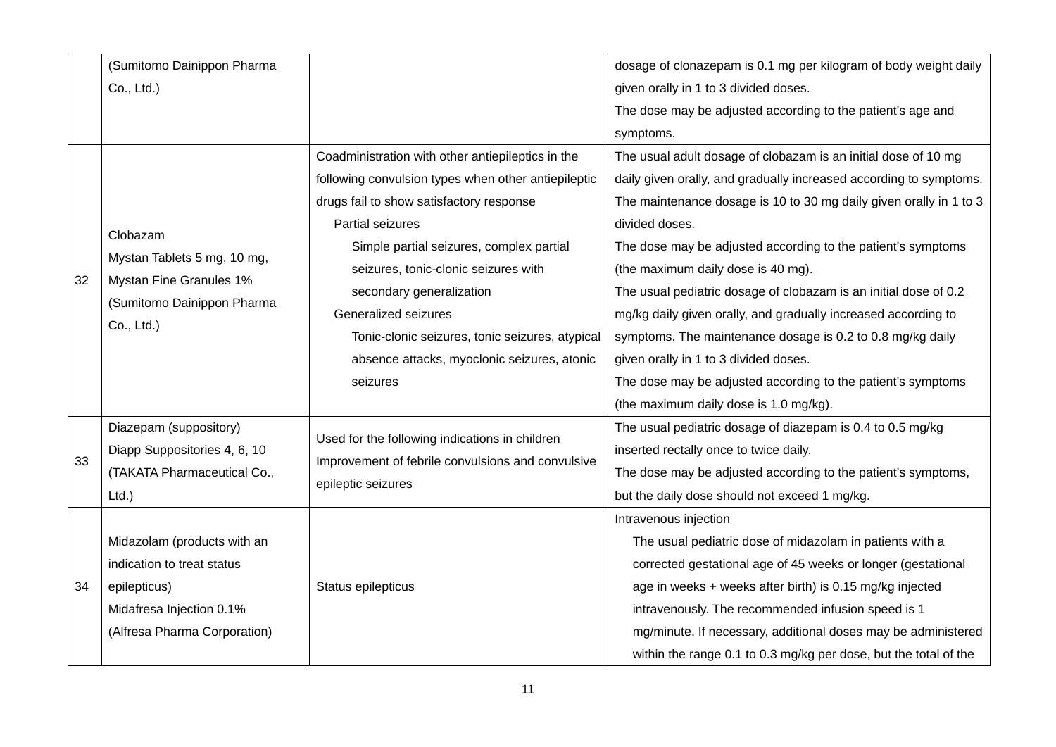| | | | |
|---|---|---|---|
| | (Sumitomo Dainippon Pharma Co., Ltd.) | | dosage of clonazepam is 0.1 mg per kilogram of body weight daily given orally in 1 to 3 divided doses.<br>The dose may be adjusted according to the patient's age and symptoms. |
| 32 | Clobazam<br>Mystan Tablets 5 mg, 10 mg, Mystan Fine Granules 1%<br>(Sumitomo Dainippon Pharma Co., Ltd.) | Coadministration with other antiepileptics in the following convulsion types when other antiepileptic drugs fail to show satisfactory response<br>Partial seizures<br>Simple partial seizures, complex partial seizures, tonic-clonic seizures with secondary generalization<br>Generalized seizures<br>Tonic-clonic seizures, tonic seizures, atypical absence attacks, myoclonic seizures, atonic seizures | The usual adult dosage of clobazam is an initial dose of 10 mg daily given orally, and gradually increased according to symptoms. The maintenance dosage is 10 to 30 mg daily given orally in 1 to 3 divided doses.<br>The dose may be adjusted according to the patient's symptoms (the maximum daily dose is 40 mg).<br>The usual pediatric dosage of clobazam is an initial dose of 0.2 mg/kg daily given orally, and gradually increased according to symptoms. The maintenance dosage is 0.2 to 0.8 mg/kg daily given orally in 1 to 3 divided doses.<br>The dose may be adjusted according to the patient's symptoms (the maximum daily dose is 1.0 mg/kg). |
| 33 | Diazepam (suppository)<br>Diapp Suppositories 4, 6, 10<br>(TAKATA Pharmaceutical Co., Ltd.) | Used for the following indications in children<br>Improvement of febrile convulsions and convulsive epileptic seizures | The usual pediatric dosage of diazepam is 0.4 to 0.5 mg/kg inserted rectally once to twice daily.<br>The dose may be adjusted according to the patient's symptoms, but the daily dose should not exceed 1 mg/kg. |
| 34 | Midazolam (products with an indication to treat status epilepticus)<br>Midafresa Injection 0.1%<br>(Alfresa Pharma Corporation) | Status epilepticus | Intravenous injection<br>The usual pediatric dose of midazolam in patients with a corrected gestational age of 45 weeks or longer (gestational age in weeks + weeks after birth) is 0.15 mg/kg injected intravenously. The recommended infusion speed is 1 mg/minute. If necessary, additional doses may be administered within the range 0.1 to 0.3 mg/kg per dose, but the total of the |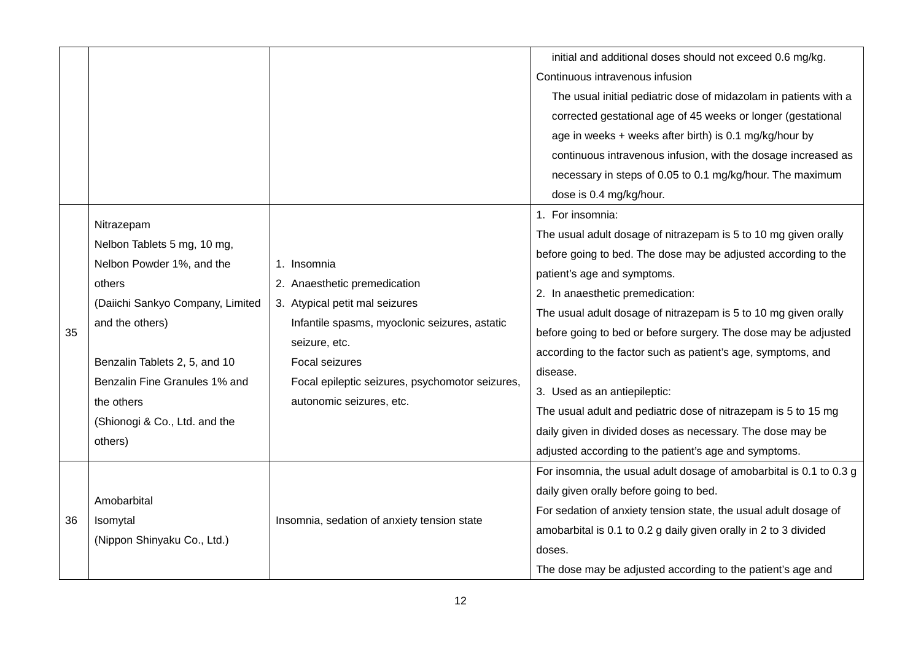| | | | |
|---|---|---|---|
| | | | initial and additional doses should not exceed 0.6 mg/kg.<br>Continuous intravenous infusion<br>The usual initial pediatric dose of midazolam in patients with a corrected gestational age of 45 weeks or longer (gestational age in weeks + weeks after birth) is 0.1 mg/kg/hour by continuous intravenous infusion, with the dosage increased as necessary in steps of 0.05 to 0.1 mg/kg/hour. The maximum dose is 0.4 mg/kg/hour. |
| 35 | Nitrazepam<br>Nelbon Tablets 5 mg, 10 mg, Nelbon Powder 1%, and the others<br>(Daiichi Sankyo Company, Limited and the others)<br><br>Benzalin Tablets 2, 5, and 10<br>Benzalin Fine Granules 1% and the others<br>(Shionogi & Co., Ltd. and the others) | 1. Insomnia<br>2. Anaesthetic premedication<br>3. Atypical petit mal seizures<br>Infantile spasms, myoclonic seizures, astatic seizure, etc.<br>Focal seizures<br>Focal epileptic seizures, psychomotor seizures, autonomic seizures, etc. | 1. For insomnia:<br>The usual adult dosage of nitrazepam is 5 to 10 mg given orally before going to bed. The dose may be adjusted according to the patient's age and symptoms.<br>2. In anaesthetic premedication:<br>The usual adult dosage of nitrazepam is 5 to 10 mg given orally before going to bed or before surgery. The dose may be adjusted according to the factor such as patient's age, symptoms, and disease.<br>3. Used as an antiepileptic:<br>The usual adult and pediatric dose of nitrazepam is 5 to 15 mg daily given in divided doses as necessary. The dose may be adjusted according to the patient's age and symptoms. |
| 36 | Amobarbital<br>Isomytal<br>(Nippon Shinyaku Co., Ltd.) | Insomnia, sedation of anxiety tension state | For insomnia, the usual adult dosage of amobarbital is 0.1 to 0.3 g daily given orally before going to bed.<br>For sedation of anxiety tension state, the usual adult dosage of amobarbital is 0.1 to 0.2 g daily given orally in 2 to 3 divided doses.<br>The dose may be adjusted according to the patient's age and |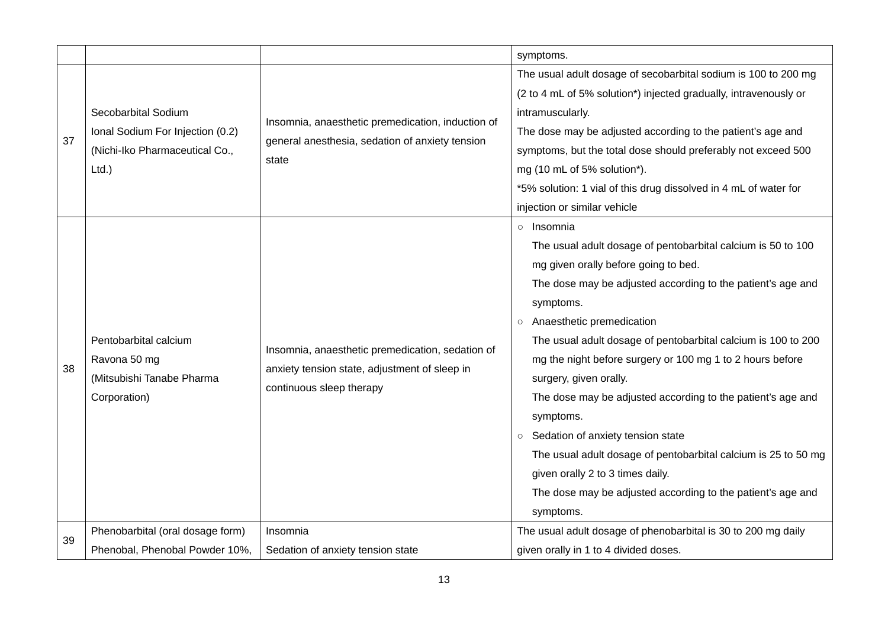| | | | |
|---|---|---|---|
| | | | symptoms. |
| 37 | Secobarbital Sodium<br>Ional Sodium For Injection (0.2)<br>(Nichi-Iko Pharmaceutical Co., Ltd.) | Insomnia, anaesthetic premedication, induction of general anesthesia, sedation of anxiety tension state | The usual adult dosage of secobarbital sodium is 100 to 200 mg (2 to 4 mL of 5% solution*) injected gradually, intravenously or intramuscularly.<br>The dose may be adjusted according to the patient's age and symptoms, but the total dose should preferably not exceed 500 mg (10 mL of 5% solution*).<br>*5% solution: 1 vial of this drug dissolved in 4 mL of water for injection or similar vehicle |
| 38 | Pentobarbital calcium<br>Ravona 50 mg<br>(Mitsubishi Tanabe Pharma Corporation) | Insomnia, anaesthetic premedication, sedation of anxiety tension state, adjustment of sleep in continuous sleep therapy | ○ Insomnia<br>The usual adult dosage of pentobarbital calcium is 50 to 100 mg given orally before going to bed.<br>The dose may be adjusted according to the patient's age and symptoms.<br>○ Anaesthetic premedication<br>The usual adult dosage of pentobarbital calcium is 100 to 200 mg the night before surgery or 100 mg 1 to 2 hours before surgery, given orally.<br>The dose may be adjusted according to the patient's age and symptoms.<br>○ Sedation of anxiety tension state<br>The usual adult dosage of pentobarbital calcium is 25 to 50 mg given orally 2 to 3 times daily.<br>The dose may be adjusted according to the patient's age and symptoms. |
| 39 | Phenobarbital (oral dosage form)<br>Phenobal, Phenobal Powder 10%, | Insomnia<br>Sedation of anxiety tension state | The usual adult dosage of phenobarbital is 30 to 200 mg daily given orally in 1 to 4 divided doses. |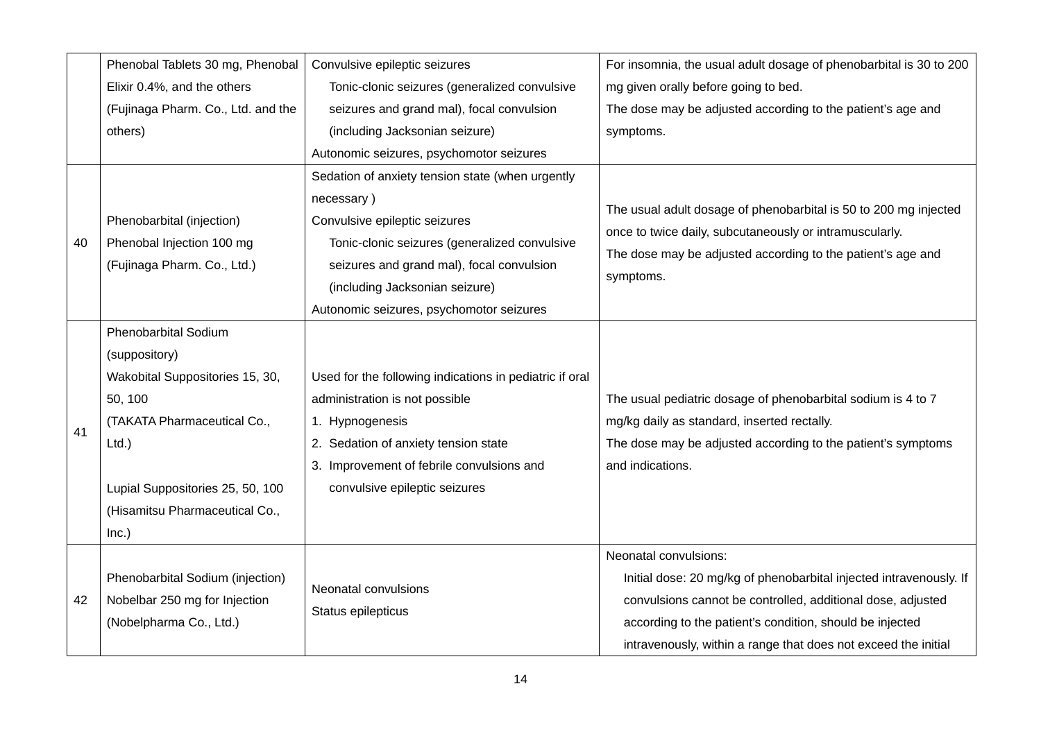| | Phenobal Tablets 30 mg, Phenobal Elixir 0.4%, and the others (Fujinaga Pharm. Co., Ltd. and the others) | Convulsive epileptic seizures<br>Tonic-clonic seizures (generalized convulsive seizures and grand mal), focal convulsion (including Jacksonian seizure)<br>Autonomic seizures, psychomotor seizures | For insomnia, the usual adult dosage of phenobarbital is 30 to 200 mg given orally before going to bed.<br>The dose may be adjusted according to the patient's age and symptoms. |
|---|---|---|---|
| 40 | Phenobarbital (injection)<br>Phenobal Injection 100 mg<br>(Fujinaga Pharm. Co., Ltd.) | Sedation of anxiety tension state (when urgently necessary )<br>Convulsive epileptic seizures<br>Tonic-clonic seizures (generalized convulsive seizures and grand mal), focal convulsion (including Jacksonian seizure)<br>Autonomic seizures, psychomotor seizures | The usual adult dosage of phenobarbital is 50 to 200 mg injected once to twice daily, subcutaneously or intramuscularly.<br>The dose may be adjusted according to the patient's age and symptoms. |
| 41 | Phenobarbital Sodium (suppository)<br>Wakobital Suppositories 15, 30, 50, 100<br>(TAKATA Pharmaceutical Co., Ltd.)<br><br>Lupial Suppositories 25, 50, 100<br>(Hisamitsu Pharmaceutical Co., Inc.) | Used for the following indications in pediatric if oral administration is not possible<br>1. Hypnogenesis<br>2. Sedation of anxiety tension state<br>3. Improvement of febrile convulsions and convulsive epileptic seizures | The usual pediatric dosage of phenobarbital sodium is 4 to 7 mg/kg daily as standard, inserted rectally.<br>The dose may be adjusted according to the patient's symptoms and indications. |
| 42 | Phenobarbital Sodium (injection)<br>Nobelbar 250 mg for Injection<br>(Nobelpharma Co., Ltd.) | Neonatal convulsions<br>Status epilepticus | Neonatal convulsions:<br>Initial dose: 20 mg/kg of phenobarbital injected intravenously. If convulsions cannot be controlled, additional dose, adjusted according to the patient's condition, should be injected intravenously, within a range that does not exceed the initial |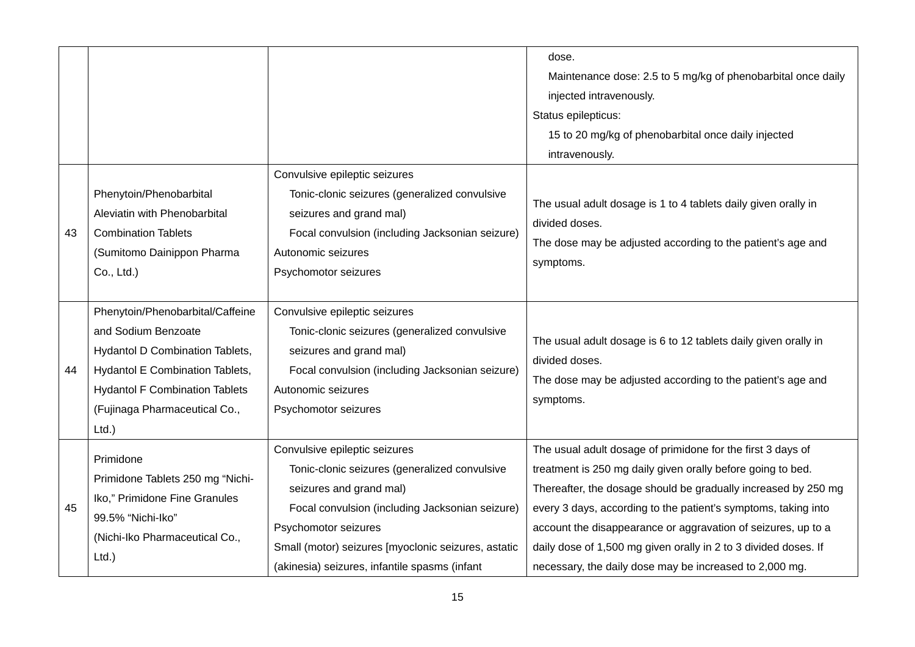| | | | |
|---|---|---|---|
| | | | dose.<br>Maintenance dose: 2.5 to 5 mg/kg of phenobarbital once daily injected intravenously.<br>Status epilepticus:<br>15 to 20 mg/kg of phenobarbital once daily injected intravenously. |
| 43 | Phenytoin/Phenobarbital<br>Aleviatin with Phenobarbital Combination Tablets<br>(Sumitomo Dainippon Pharma Co., Ltd.) | Convulsive epileptic seizures<br>Tonic-clonic seizures (generalized convulsive seizures and grand mal)<br>Focal convulsion (including Jacksonian seizure)<br>Autonomic seizures<br>Psychomotor seizures | The usual adult dosage is 1 to 4 tablets daily given orally in divided doses.<br>The dose may be adjusted according to the patient's age and symptoms. |
| 44 | Phenytoin/Phenobarbital/Caffeine and Sodium Benzoate<br>Hydantol D Combination Tablets, Hydantol E Combination Tablets, Hydantol F Combination Tablets<br>(Fujinaga Pharmaceutical Co., Ltd.) | Convulsive epileptic seizures<br>Tonic-clonic seizures (generalized convulsive seizures and grand mal)<br>Focal convulsion (including Jacksonian seizure)<br>Autonomic seizures<br>Psychomotor seizures | The usual adult dosage is 6 to 12 tablets daily given orally in divided doses.<br>The dose may be adjusted according to the patient's age and symptoms. |
| 45 | Primidone<br>Primidone Tablets 250 mg "Nichi-Iko," Primidone Fine Granules 99.5% "Nichi-Iko"<br>(Nichi-Iko Pharmaceutical Co., Ltd.) | Convulsive epileptic seizures<br>Tonic-clonic seizures (generalized convulsive seizures and grand mal)<br>Focal convulsion (including Jacksonian seizure)<br>Psychomotor seizures<br>Small (motor) seizures [myoclonic seizures, astatic (akinesia) seizures, infantile spasms (infant | The usual adult dosage of primidone for the first 3 days of treatment is 250 mg daily given orally before going to bed. Thereafter, the dosage should be gradually increased by 250 mg every 3 days, according to the patient's symptoms, taking into account the disappearance or aggravation of seizures, up to a daily dose of 1,500 mg given orally in 2 to 3 divided doses. If necessary, the daily dose may be increased to 2,000 mg. |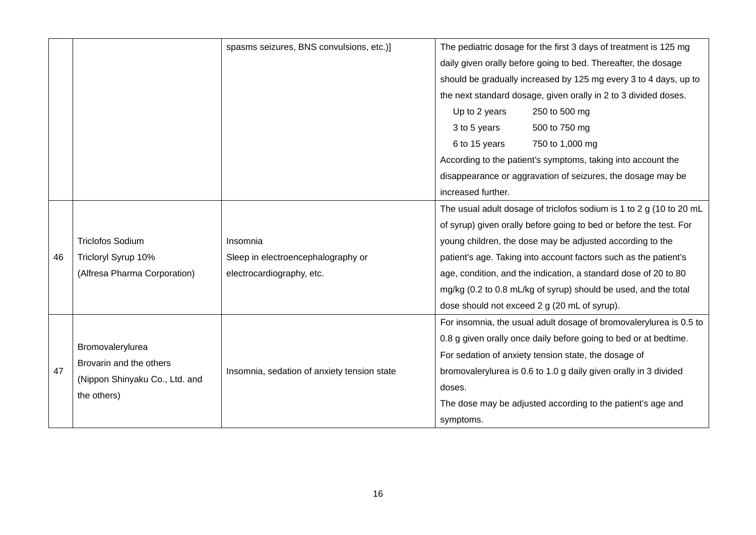| | | | |
|---|---|---|---|
| | | spasms seizures, BNS convulsions, etc.)] | The pediatric dosage for the first 3 days of treatment is 125 mg daily given orally before going to bed. Thereafter, the dosage should be gradually increased by 125 mg every 3 to 4 days, up to the next standard dosage, given orally in 2 to 3 divided doses.<br>Up to 2 years 250 to 500 mg<br>3 to 5 years 500 to 750 mg<br>6 to 15 years 750 to 1,000 mg<br>According to the patient's symptoms, taking into account the disappearance or aggravation of seizures, the dosage may be increased further. |
| 46 | Triclofos Sodium<br>Tricloryl Syrup 10%<br>(Alfresa Pharma Corporation) | Insomnia<br>Sleep in electroencephalography or electrocardiography, etc. | The usual adult dosage of triclofos sodium is 1 to 2 g (10 to 20 mL of syrup) given orally before going to bed or before the test. For young children, the dose may be adjusted according to the patient's age. Taking into account factors such as the patient's age, condition, and the indication, a standard dose of 20 to 80 mg/kg (0.2 to 0.8 mL/kg of syrup) should be used, and the total dose should not exceed 2 g (20 mL of syrup). |
| 47 | Bromovalerylurea<br>Brovarin and the others<br>(Nippon Shinyaku Co., Ltd. and the others) | Insomnia, sedation of anxiety tension state | For insomnia, the usual adult dosage of bromovalerylurea is 0.5 to 0.8 g given orally once daily before going to bed or at bedtime.<br>For sedation of anxiety tension state, the dosage of bromovalerylurea is 0.6 to 1.0 g daily given orally in 3 divided doses.<br>The dose may be adjusted according to the patient's age and symptoms. |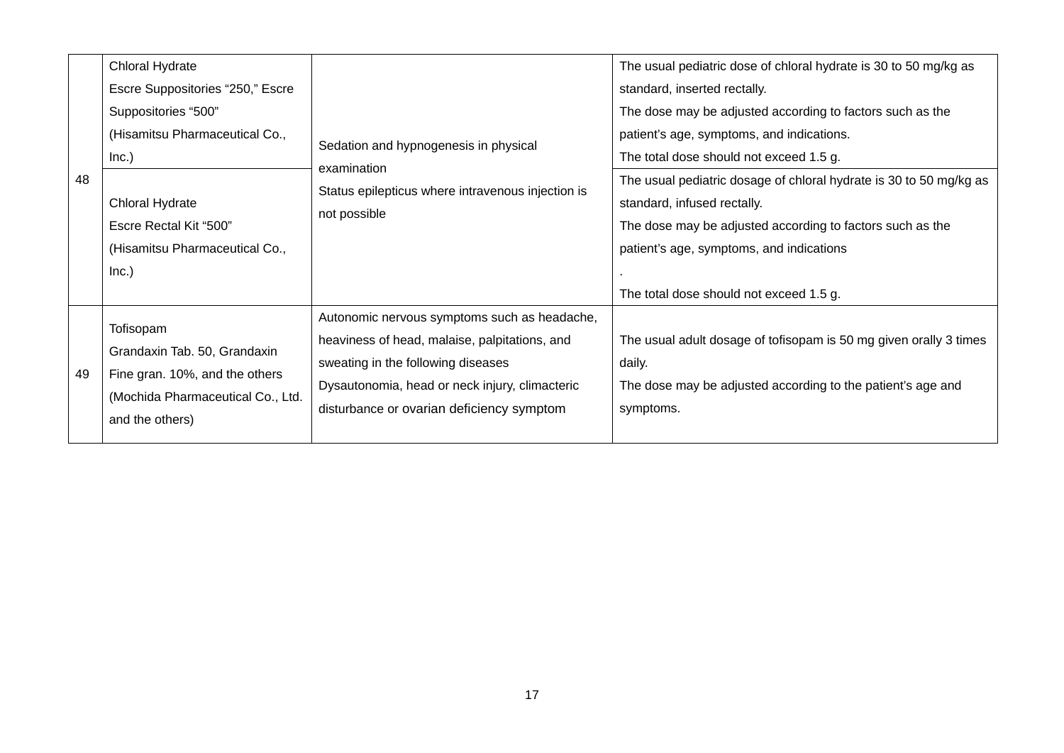| 48 | Chloral Hydrate<br>Escre Suppositories “250,” Escre Suppositories “500”<br>(Hisamitsu Pharmaceutical Co., Inc.) | Sedation and hypnogenesis in physical examination<br>Status epilepticus where intravenous injection is not possible | The usual pediatric dose of chloral hydrate is 30 to 50 mg/kg as standard, inserted rectally.<br>The dose may be adjusted according to factors such as the patient’s age, symptoms, and indications.<br>The total dose should not exceed 1.5 g. |
|---|---|---|---|
| | Chloral Hydrate<br>Escre Rectal Kit “500”<br>(Hisamitsu Pharmaceutical Co., Inc.) | | The usual pediatric dosage of chloral hydrate is 30 to 50 mg/kg as standard, infused rectally.<br>The dose may be adjusted according to factors such as the patient’s age, symptoms, and indications<br>.<br>The total dose should not exceed 1.5 g. |
| 49 | Tofisopam<br>Grandaxin Tab. 50, Grandaxin Fine gran. 10%, and the others<br>(Mochida Pharmaceutical Co., Ltd. and the others) | Autonomic nervous symptoms such as headache, heaviness of head, malaise, palpitations, and sweating in the following diseases<br>Dysautonomia, head or neck injury, climacteric disturbance or ovarian deficiency symptom | The usual adult dosage of tofisopam is 50 mg given orally 3 times daily.<br>The dose may be adjusted according to the patient’s age and symptoms. |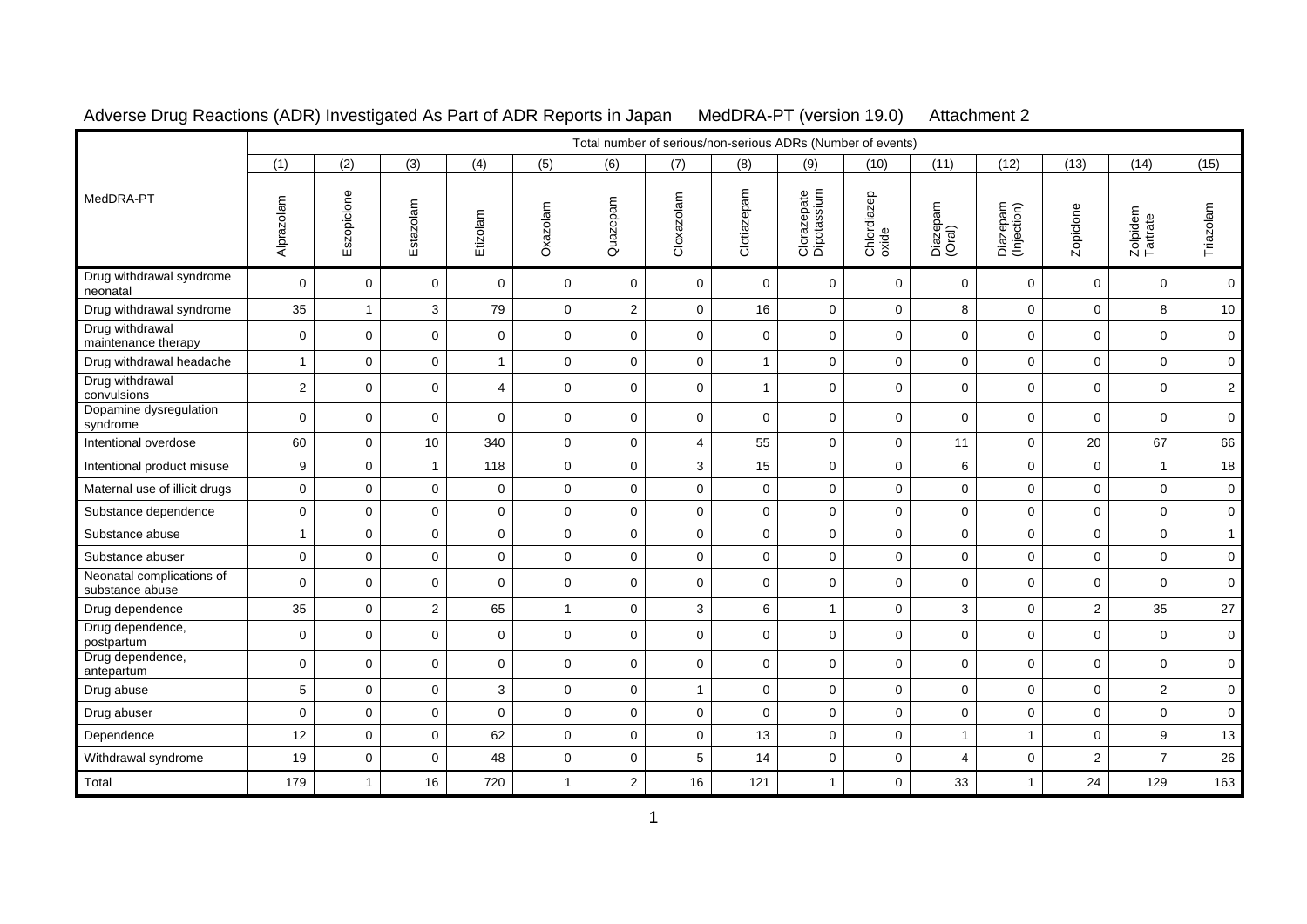Adverse Drug Reactions (ADR) Investigated As Part of ADR Reports in Japan MedDRA-PT (version 19.0) Attachment 2

| MedDRA-PT | Total number of serious/non-serious ADRs (Number of events) | | | | | | | | | | | | | | |
|---|---|---|---|---|---|---|---|---|---|---|---|---|---|---|---|
| | (1) | (2) | (3) | (4) | (5) | (6) | (7) | (8) | (9) | (10) | (11) | (12) | (13) | (14) | (15) |
| | Alprazolam | Eszopiclone | Estazolam | Etizolam | Oxazolam | Quazepam | Cloxazolam | Clotiazepam | Clorazepate Dipotassium | Chlordiazep oxide | Diazepam (Oral) | Diazepam (Injection) | Zopiclone | Zolpidem Tartrate | Triazolam |
| Drug withdrawal syndrome neonatal | 0 | 0 | 0 | 0 | 0 | 0 | 0 | 0 | 0 | 0 | 0 | 0 | 0 | 0 | 0 |
| Drug withdrawal syndrome | 35 | 1 | 3 | 79 | 0 | 2 | 0 | 16 | 0 | 0 | 8 | 0 | 0 | 8 | 10 |
| Drug withdrawal maintenance therapy | 0 | 0 | 0 | 0 | 0 | 0 | 0 | 0 | 0 | 0 | 0 | 0 | 0 | 0 | 0 |
| Drug withdrawal headache | 1 | 0 | 0 | 1 | 0 | 0 | 0 | 1 | 0 | 0 | 0 | 0 | 0 | 0 | 0 |
| Drug withdrawal convulsions | 2 | 0 | 0 | 4 | 0 | 0 | 0 | 1 | 0 | 0 | 0 | 0 | 0 | 0 | 2 |
| Dopamine dysregulation syndrome | 0 | 0 | 0 | 0 | 0 | 0 | 0 | 0 | 0 | 0 | 0 | 0 | 0 | 0 | 0 |
| Intentional overdose | 60 | 0 | 10 | 340 | 0 | 0 | 4 | 55 | 0 | 0 | 11 | 0 | 20 | 67 | 66 |
| Intentional product misuse | 9 | 0 | 1 | 118 | 0 | 0 | 3 | 15 | 0 | 0 | 6 | 0 | 0 | 1 | 18 |
| Maternal use of illicit drugs | 0 | 0 | 0 | 0 | 0 | 0 | 0 | 0 | 0 | 0 | 0 | 0 | 0 | 0 | 0 |
| Substance dependence | 0 | 0 | 0 | 0 | 0 | 0 | 0 | 0 | 0 | 0 | 0 | 0 | 0 | 0 | 0 |
| Substance abuse | 1 | 0 | 0 | 0 | 0 | 0 | 0 | 0 | 0 | 0 | 0 | 0 | 0 | 0 | 1 |
| Substance abuser | 0 | 0 | 0 | 0 | 0 | 0 | 0 | 0 | 0 | 0 | 0 | 0 | 0 | 0 | 0 |
| Neonatal complications of substance abuse | 0 | 0 | 0 | 0 | 0 | 0 | 0 | 0 | 0 | 0 | 0 | 0 | 0 | 0 | 0 |
| Drug dependence | 35 | 0 | 2 | 65 | 1 | 0 | 3 | 6 | 1 | 0 | 3 | 0 | 2 | 35 | 27 |
| Drug dependence, postpartum | 0 | 0 | 0 | 0 | 0 | 0 | 0 | 0 | 0 | 0 | 0 | 0 | 0 | 0 | 0 |
| Drug dependence, antepartum | 0 | 0 | 0 | 0 | 0 | 0 | 0 | 0 | 0 | 0 | 0 | 0 | 0 | 0 | 0 |
| Drug abuse | 5 | 0 | 0 | 3 | 0 | 0 | 1 | 0 | 0 | 0 | 0 | 0 | 0 | 2 | 0 |
| Drug abuser | 0 | 0 | 0 | 0 | 0 | 0 | 0 | 0 | 0 | 0 | 0 | 0 | 0 | 0 | 0 |
| Dependence | 12 | 0 | 0 | 62 | 0 | 0 | 0 | 13 | 0 | 0 | 1 | 1 | 0 | 9 | 13 |
| Withdrawal syndrome | 19 | 0 | 0 | 48 | 0 | 0 | 5 | 14 | 0 | 0 | 4 | 0 | 2 | 7 | 26 |
| Total | 179 | 1 | 16 | 720 | 1 | 2 | 16 | 121 | 1 | 0 | 33 | 1 | 24 | 129 | 163 |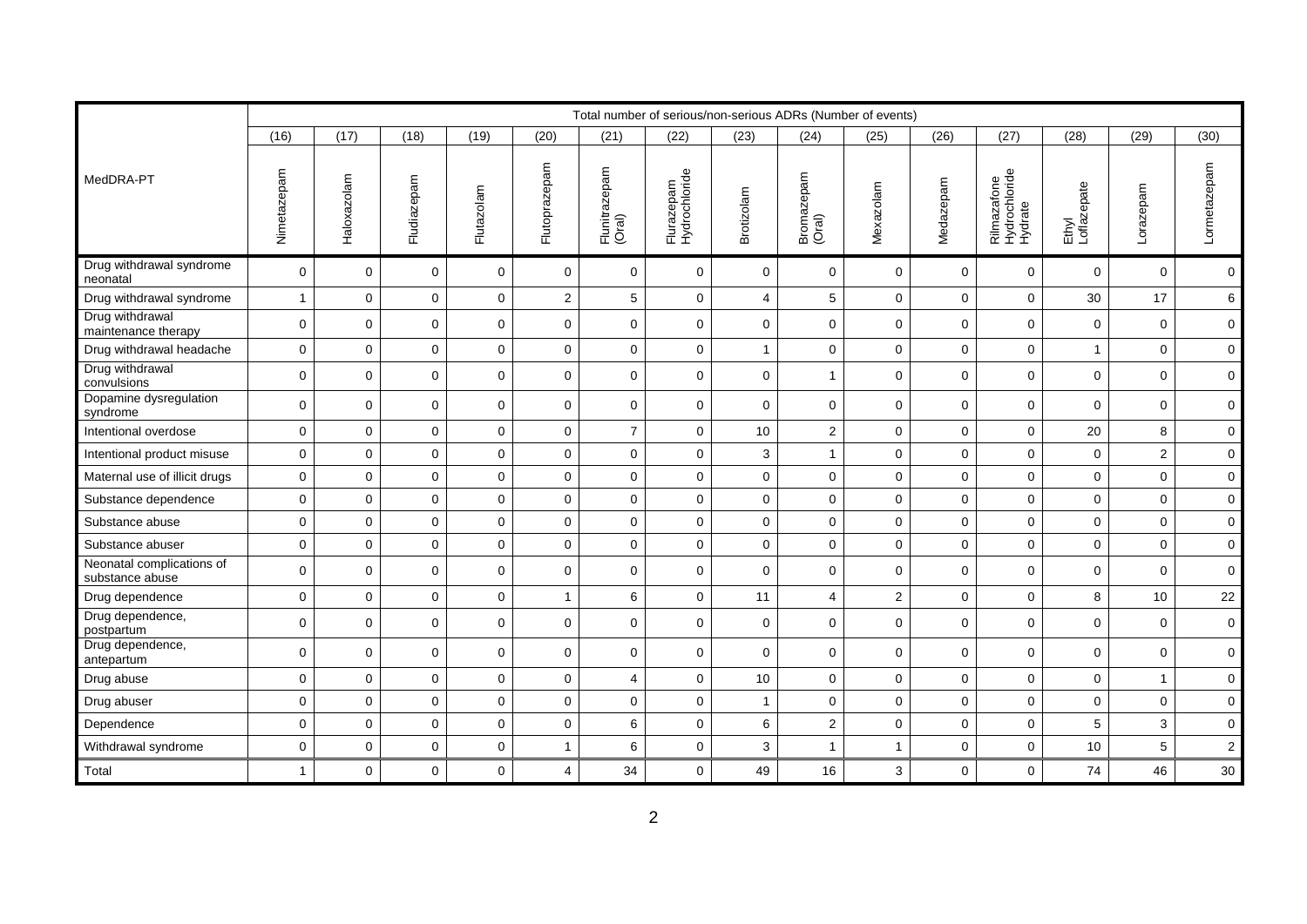| MedDRA-PT | Total number of serious/non-serious ADRs (Number of events) | | | | | | | | | | | | | | |
|---|---|---|---|---|---|---|---|---|---|---|---|---|---|---|---|
| | (16) | (17) | (18) | (19) | (20) | (21) | (22) | (23) | (24) | (25) | (26) | (27) | (28) | (29) | (30) |
| | Nimetazepam | Haloxazolam | Fludiazepam | Flutazolam | Flutoprazepam | Flunitrazepam (Oral) | Flurazepam Hydrochloride | Brotizolam | Bromazepam (Oral) | Mexazolam | Medazepam | Rilmazafone Hydrochloride Hydrate | Ethyl Loflazepate | Lorazepam | Lormetazepam |
| Drug withdrawal syndrome neonatal | 0 | 0 | 0 | 0 | 0 | 0 | 0 | 0 | 0 | 0 | 0 | 0 | 0 | 0 | 0 |
| Drug withdrawal syndrome | 1 | 0 | 0 | 0 | 2 | 5 | 0 | 4 | 5 | 0 | 0 | 0 | 30 | 17 | 6 |
| Drug withdrawal maintenance therapy | 0 | 0 | 0 | 0 | 0 | 0 | 0 | 0 | 0 | 0 | 0 | 0 | 0 | 0 | 0 |
| Drug withdrawal headache | 0 | 0 | 0 | 0 | 0 | 0 | 0 | 1 | 0 | 0 | 0 | 0 | 1 | 0 | 0 |
| Drug withdrawal convulsions | 0 | 0 | 0 | 0 | 0 | 0 | 0 | 0 | 1 | 0 | 0 | 0 | 0 | 0 | 0 |
| Dopamine dysregulation syndrome | 0 | 0 | 0 | 0 | 0 | 0 | 0 | 0 | 0 | 0 | 0 | 0 | 0 | 0 | 0 |
| Intentional overdose | 0 | 0 | 0 | 0 | 0 | 7 | 0 | 10 | 2 | 0 | 0 | 0 | 20 | 8 | 0 |
| Intentional product misuse | 0 | 0 | 0 | 0 | 0 | 0 | 0 | 3 | 1 | 0 | 0 | 0 | 0 | 2 | 0 |
| Maternal use of illicit drugs | 0 | 0 | 0 | 0 | 0 | 0 | 0 | 0 | 0 | 0 | 0 | 0 | 0 | 0 | 0 |
| Substance dependence | 0 | 0 | 0 | 0 | 0 | 0 | 0 | 0 | 0 | 0 | 0 | 0 | 0 | 0 | 0 |
| Substance abuse | 0 | 0 | 0 | 0 | 0 | 0 | 0 | 0 | 0 | 0 | 0 | 0 | 0 | 0 | 0 |
| Substance abuser | 0 | 0 | 0 | 0 | 0 | 0 | 0 | 0 | 0 | 0 | 0 | 0 | 0 | 0 | 0 |
| Neonatal complications of substance abuse | 0 | 0 | 0 | 0 | 0 | 0 | 0 | 0 | 0 | 0 | 0 | 0 | 0 | 0 | 0 |
| Drug dependence | 0 | 0 | 0 | 0 | 1 | 6 | 0 | 11 | 4 | 2 | 0 | 0 | 8 | 10 | 22 |
| Drug dependence, postpartum | 0 | 0 | 0 | 0 | 0 | 0 | 0 | 0 | 0 | 0 | 0 | 0 | 0 | 0 | 0 |
| Drug dependence, antepartum | 0 | 0 | 0 | 0 | 0 | 0 | 0 | 0 | 0 | 0 | 0 | 0 | 0 | 0 | 0 |
| Drug abuse | 0 | 0 | 0 | 0 | 0 | 4 | 0 | 10 | 0 | 0 | 0 | 0 | 0 | 1 | 0 |
| Drug abuser | 0 | 0 | 0 | 0 | 0 | 0 | 0 | 1 | 0 | 0 | 0 | 0 | 0 | 0 | 0 |
| Dependence | 0 | 0 | 0 | 0 | 0 | 6 | 0 | 6 | 2 | 0 | 0 | 0 | 5 | 3 | 0 |
| Withdrawal syndrome | 0 | 0 | 0 | 0 | 1 | 6 | 0 | 3 | 1 | 1 | 0 | 0 | 10 | 5 | 2 |
| Total | 1 | 0 | 0 | 0 | 4 | 34 | 0 | 49 | 16 | 3 | 0 | 0 | 74 | 46 | 30 |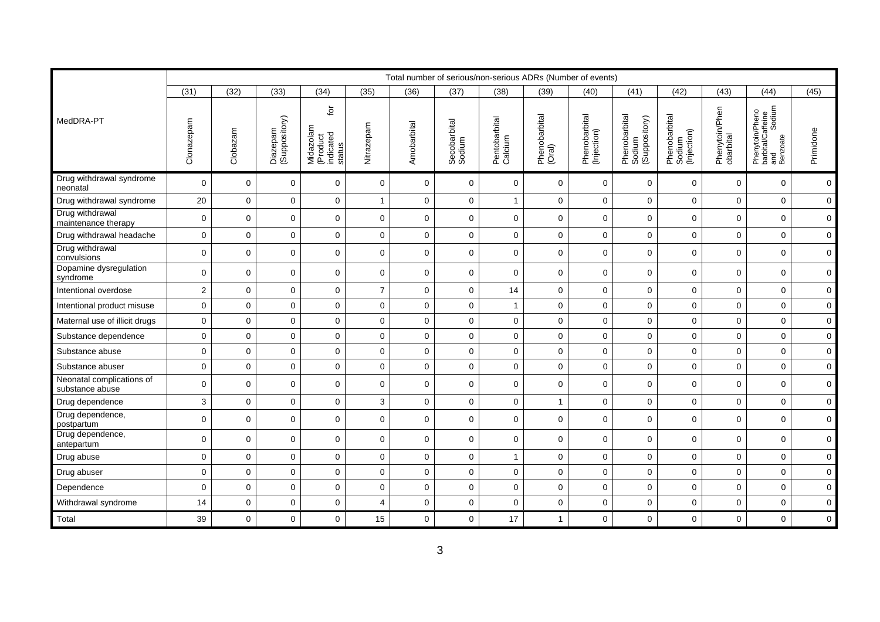| MedDRA-PT | Total number of serious/non-serious ADRs (Number of events) | | | | | | | | | | | | | | |
|---|---|---|---|---|---|---|---|---|---|---|---|---|---|---|---|
| | (31) | (32) | (33) | (34) | (35) | (36) | (37) | (38) | (39) | (40) | (41) | (42) | (43) | (44) | (45) |
| | Clonazepam | Clobazam | Diazepam (Suppository) | Midazolam (Product for indicated status | Nitrazepam | Amobarbital | Secobarbital Sodium | Pentobarbital Calcium | Phenobarbital (Oral) | Phenobarbital (Injection) | Phenobarbital Sodium (Suppository) | Phenobarbital Sodium (Injection) | Phenytoin/Phenobarbital | Phenytoin/Phenobarbital/Caffeine and Sodium Benzoate | Primidone |
| Drug withdrawal syndrome neonatal | 0 | 0 | 0 | 0 | 0 | 0 | 0 | 0 | 0 | 0 | 0 | 0 | 0 | 0 | 0 |
| Drug withdrawal syndrome | 20 | 0 | 0 | 0 | 1 | 0 | 0 | 1 | 0 | 0 | 0 | 0 | 0 | 0 | 0 |
| Drug withdrawal maintenance therapy | 0 | 0 | 0 | 0 | 0 | 0 | 0 | 0 | 0 | 0 | 0 | 0 | 0 | 0 | 0 |
| Drug withdrawal headache | 0 | 0 | 0 | 0 | 0 | 0 | 0 | 0 | 0 | 0 | 0 | 0 | 0 | 0 | 0 |
| Drug withdrawal convulsions | 0 | 0 | 0 | 0 | 0 | 0 | 0 | 0 | 0 | 0 | 0 | 0 | 0 | 0 | 0 |
| Dopamine dysregulation syndrome | 0 | 0 | 0 | 0 | 0 | 0 | 0 | 0 | 0 | 0 | 0 | 0 | 0 | 0 | 0 |
| Intentional overdose | 2 | 0 | 0 | 0 | 7 | 0 | 0 | 14 | 0 | 0 | 0 | 0 | 0 | 0 | 0 |
| Intentional product misuse | 0 | 0 | 0 | 0 | 0 | 0 | 0 | 1 | 0 | 0 | 0 | 0 | 0 | 0 | 0 |
| Maternal use of illicit drugs | 0 | 0 | 0 | 0 | 0 | 0 | 0 | 0 | 0 | 0 | 0 | 0 | 0 | 0 | 0 |
| Substance dependence | 0 | 0 | 0 | 0 | 0 | 0 | 0 | 0 | 0 | 0 | 0 | 0 | 0 | 0 | 0 |
| Substance abuse | 0 | 0 | 0 | 0 | 0 | 0 | 0 | 0 | 0 | 0 | 0 | 0 | 0 | 0 | 0 |
| Substance abuser | 0 | 0 | 0 | 0 | 0 | 0 | 0 | 0 | 0 | 0 | 0 | 0 | 0 | 0 | 0 |
| Neonatal complications of substance abuse | 0 | 0 | 0 | 0 | 0 | 0 | 0 | 0 | 0 | 0 | 0 | 0 | 0 | 0 | 0 |
| Drug dependence | 3 | 0 | 0 | 0 | 3 | 0 | 0 | 0 | 1 | 0 | 0 | 0 | 0 | 0 | 0 |
| Drug dependence, postpartum | 0 | 0 | 0 | 0 | 0 | 0 | 0 | 0 | 0 | 0 | 0 | 0 | 0 | 0 | 0 |
| Drug dependence, antepartum | 0 | 0 | 0 | 0 | 0 | 0 | 0 | 0 | 0 | 0 | 0 | 0 | 0 | 0 | 0 |
| Drug abuse | 0 | 0 | 0 | 0 | 0 | 0 | 0 | 1 | 0 | 0 | 0 | 0 | 0 | 0 | 0 |
| Drug abuser | 0 | 0 | 0 | 0 | 0 | 0 | 0 | 0 | 0 | 0 | 0 | 0 | 0 | 0 | 0 |
| Dependence | 0 | 0 | 0 | 0 | 0 | 0 | 0 | 0 | 0 | 0 | 0 | 0 | 0 | 0 | 0 |
| Withdrawal syndrome | 14 | 0 | 0 | 0 | 4 | 0 | 0 | 0 | 0 | 0 | 0 | 0 | 0 | 0 | 0 |
| Total | 39 | 0 | 0 | 0 | 15 | 0 | 0 | 17 | 1 | 0 | 0 | 0 | 0 | 0 | 0 |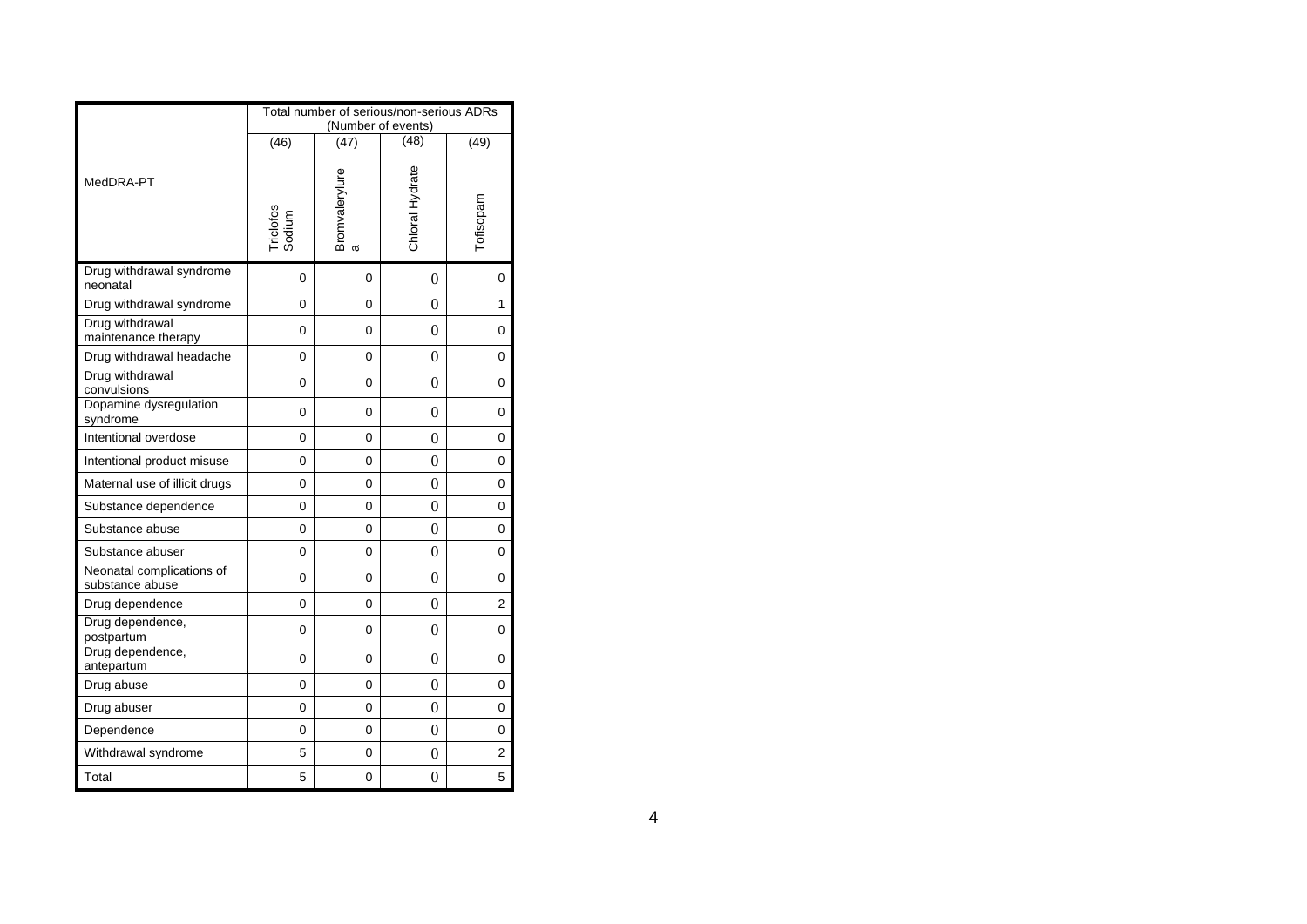| MedDRA-PT | Total number of serious/non-serious ADRs (Number of events) | | | |
|---|---|---|---|---|
| | (46) | (47) | (48) | (49) |
| | Triclofos Sodium | Bromvalerylurea | Chloral Hydrate | Tofisopam |
| Drug withdrawal syndrome neonatal | 0 | 0 | 0 | 0 |
| Drug withdrawal syndrome | 0 | 0 | 0 | 1 |
| Drug withdrawal maintenance therapy | 0 | 0 | 0 | 0 |
| Drug withdrawal headache | 0 | 0 | 0 | 0 |
| Drug withdrawal convulsions | 0 | 0 | 0 | 0 |
| Dopamine dysregulation syndrome | 0 | 0 | 0 | 0 |
| Intentional overdose | 0 | 0 | 0 | 0 |
| Intentional product misuse | 0 | 0 | 0 | 0 |
| Maternal use of illicit drugs | 0 | 0 | 0 | 0 |
| Substance dependence | 0 | 0 | 0 | 0 |
| Substance abuse | 0 | 0 | 0 | 0 |
| Substance abuser | 0 | 0 | 0 | 0 |
| Neonatal complications of substance abuse | 0 | 0 | 0 | 0 |
| Drug dependence | 0 | 0 | 0 | 2 |
| Drug dependence, postpartum | 0 | 0 | 0 | 0 |
| Drug dependence, antepartum | 0 | 0 | 0 | 0 |
| Drug abuse | 0 | 0 | 0 | 0 |
| Drug abuser | 0 | 0 | 0 | 0 |
| Dependence | 0 | 0 | 0 | 0 |
| Withdrawal syndrome | 5 | 0 | 0 | 2 |
| Total | 5 | 0 | 0 | 5 |